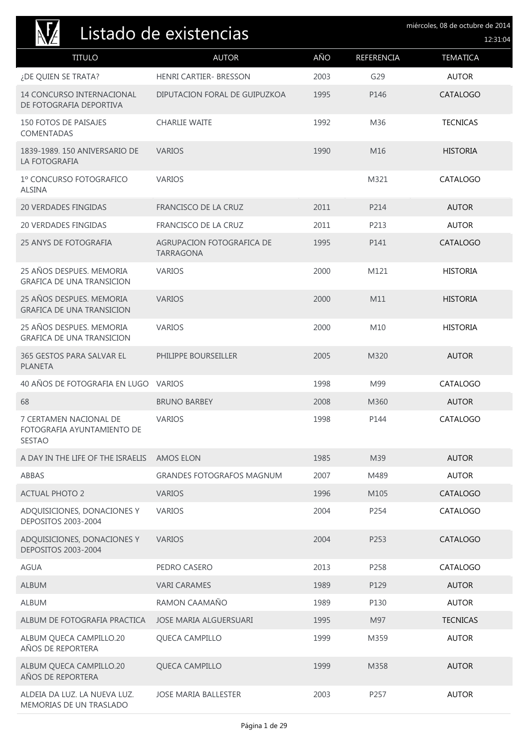# Listado de existencias

miércoles, 08 de octubre de 2014
12:31:04

| TITULO | AUTOR | AÑO | REFERENCIA | TEMATICA |
| --- | --- | --- | --- | --- |
| ¿DE QUIEN SE TRATA? | HENRI CARTIER- BRESSON | 2003 | G29 | AUTOR |
| 14 CONCURSO INTERNACIONAL DE FOTOGRAFIA DEPORTIVA | DIPUTACION FORAL DE GUIPUZKOA | 1995 | P146 | CATALOGO |
| 150 FOTOS DE PAISAJES COMENTADAS | CHARLIE WAITE | 1992 | M36 | TECNICAS |
| 1839-1989. 150 ANIVERSARIO DE LA FOTOGRAFIA | VARIOS | 1990 | M16 | HISTORIA |
| 1º CONCURSO FOTOGRAFICO ALSINA | VARIOS | | M321 | CATALOGO |
| 20 VERDADES FINGIDAS | FRANCISCO DE LA CRUZ | 2011 | P214 | AUTOR |
| 20 VERDADES FINGIDAS | FRANCISCO DE LA CRUZ | 2011 | P213 | AUTOR |
| 25 ANYS DE FOTOGRAFIA | AGRUPACION FOTOGRAFICA DE TARRAGONA | 1995 | P141 | CATALOGO |
| 25 AÑOS DESPUES. MEMORIA GRAFICA DE UNA TRANSICION | VARIOS | 2000 | M121 | HISTORIA |
| 25 AÑOS DESPUES. MEMORIA GRAFICA DE UNA TRANSICION | VARIOS | 2000 | M11 | HISTORIA |
| 25 AÑOS DESPUES. MEMORIA GRAFICA DE UNA TRANSICION | VARIOS | 2000 | M10 | HISTORIA |
| 365 GESTOS PARA SALVAR EL PLANETA | PHILIPPE BOURSEILLER | 2005 | M320 | AUTOR |
| 40 AÑOS DE FOTOGRAFIA EN LUGO | VARIOS | 1998 | M99 | CATALOGO |
| 68 | BRUNO BARBEY | 2008 | M360 | AUTOR |
| 7 CERTAMEN NACIONAL DE FOTOGRAFIA AYUNTAMIENTO DE SESTAO | VARIOS | 1998 | P144 | CATALOGO |
| A DAY IN THE LIFE OF THE ISRAELIS | AMOS ELON | 1985 | M39 | AUTOR |
| ABBAS | GRANDES FOTOGRAFOS MAGNUM | 2007 | M489 | AUTOR |
| ACTUAL PHOTO 2 | VARIOS | 1996 | M105 | CATALOGO |
| ADQUISICIONES, DONACIONES Y DEPOSITOS 2003-2004 | VARIOS | 2004 | P254 | CATALOGO |
| ADQUISICIONES, DONACIONES Y DEPOSITOS 2003-2004 | VARIOS | 2004 | P253 | CATALOGO |
| AGUA | PEDRO CASERO | 2013 | P258 | CATALOGO |
| ALBUM | VARI CARAMES | 1989 | P129 | AUTOR |
| ALBUM | RAMON CAAMAÑO | 1989 | P130 | AUTOR |
| ALBUM DE FOTOGRAFIA PRACTICA | JOSE MARIA ALGUERSUARI | 1995 | M97 | TECNICAS |
| ALBUM QUECA CAMPILLO.20 AÑOS DE REPORTERA | QUECA CAMPILLO | 1999 | M359 | AUTOR |
| ALBUM QUECA CAMPILLO.20 AÑOS DE REPORTERA | QUECA CAMPILLO | 1999 | M358 | AUTOR |
| ALDEIA DA LUZ. LA NUEVA LUZ. MEMORIAS DE UN TRASLADO | JOSE MARIA BALLESTER | 2003 | P257 | AUTOR |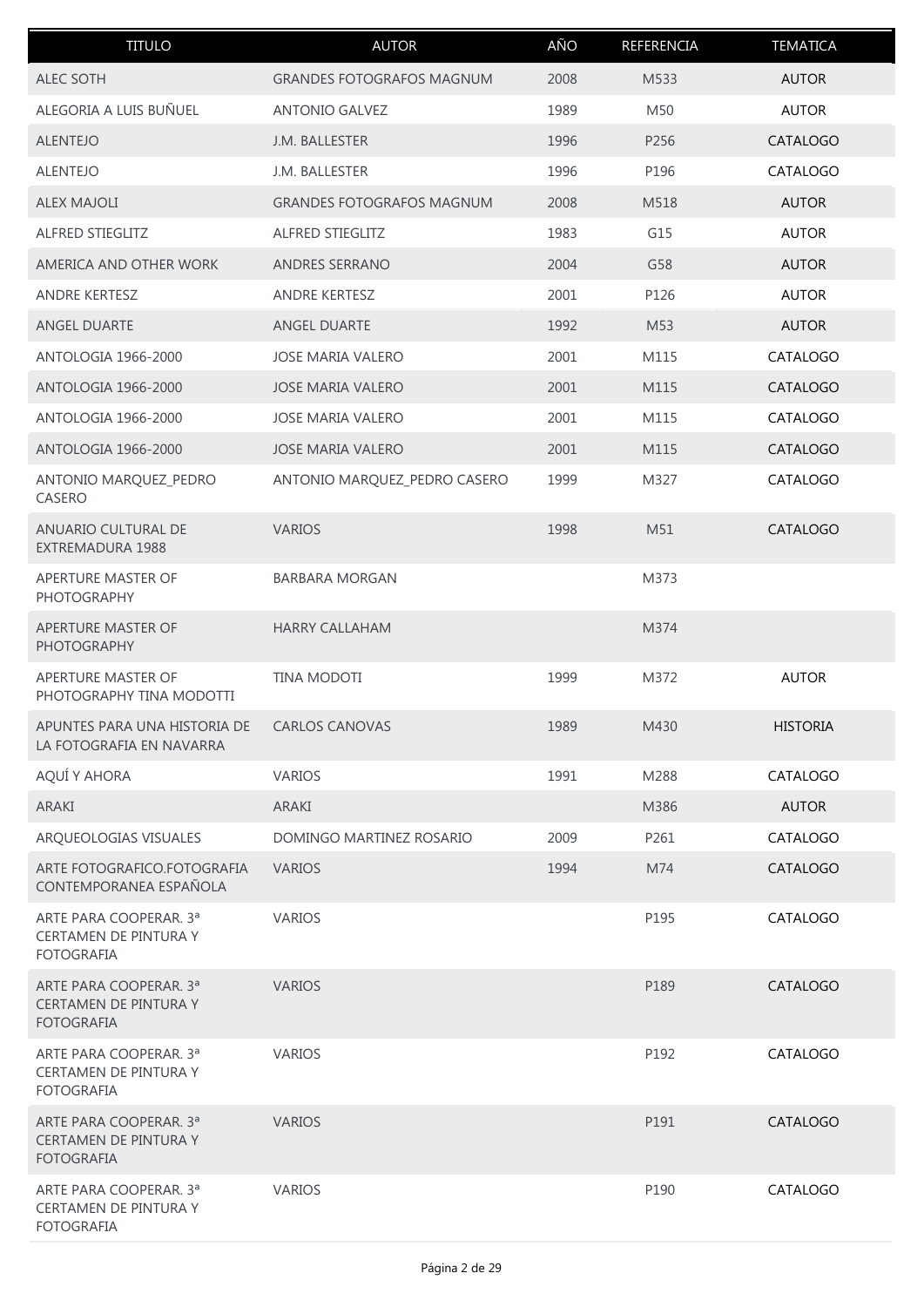| TITULO | AUTOR | AÑO | REFERENCIA | TEMATICA |
|---|---|---|---|---|
| ALEC SOTH | GRANDES FOTOGRAFOS MAGNUM | 2008 | M533 | AUTOR |
| ALEGORIA A LUIS BUÑUEL | ANTONIO GALVEZ | 1989 | M50 | AUTOR |
| ALENTEJO | J.M. BALLESTER | 1996 | P256 | CATALOGO |
| ALENTEJO | J.M. BALLESTER | 1996 | P196 | CATALOGO |
| ALEX MAJOLI | GRANDES FOTOGRAFOS MAGNUM | 2008 | M518 | AUTOR |
| ALFRED STIEGLITZ | ALFRED STIEGLITZ | 1983 | G15 | AUTOR |
| AMERICA AND OTHER WORK | ANDRES SERRANO | 2004 | G58 | AUTOR |
| ANDRE KERTESZ | ANDRE KERTESZ | 2001 | P126 | AUTOR |
| ANGEL DUARTE | ANGEL DUARTE | 1992 | M53 | AUTOR |
| ANTOLOGIA 1966-2000 | JOSE MARIA VALERO | 2001 | M115 | CATALOGO |
| ANTOLOGIA 1966-2000 | JOSE MARIA VALERO | 2001 | M115 | CATALOGO |
| ANTOLOGIA 1966-2000 | JOSE MARIA VALERO | 2001 | M115 | CATALOGO |
| ANTOLOGIA 1966-2000 | JOSE MARIA VALERO | 2001 | M115 | CATALOGO |
| ANTONIO MARQUEZ_PEDRO CASERO | ANTONIO MARQUEZ_PEDRO CASERO | 1999 | M327 | CATALOGO |
| ANUARIO CULTURAL DE EXTREMADURA 1988 | VARIOS | 1998 | M51 | CATALOGO |
| APERTURE MASTER OF PHOTOGRAPHY | BARBARA MORGAN | | M373 | |
| APERTURE MASTER OF PHOTOGRAPHY | HARRY CALLAHAM | | M374 | |
| APERTURE MASTER OF PHOTOGRAPHY TINA MODOTTI | TINA MODOTI | 1999 | M372 | AUTOR |
| APUNTES PARA UNA HISTORIA DE LA FOTOGRAFIA EN NAVARRA | CARLOS CANOVAS | 1989 | M430 | HISTORIA |
| AQUÍ Y AHORA | VARIOS | 1991 | M288 | CATALOGO |
| ARAKI | ARAKI | | M386 | AUTOR |
| ARQUEOLOGIAS VISUALES | DOMINGO MARTINEZ ROSARIO | 2009 | P261 | CATALOGO |
| ARTE FOTOGRAFICO.FOTOGRAFIA CONTEMPORANEA ESPAÑOLA | VARIOS | 1994 | M74 | CATALOGO |
| ARTE PARA COOPERAR. 3ª CERTAMEN DE PINTURA Y FOTOGRAFIA | VARIOS | | P195 | CATALOGO |
| ARTE PARA COOPERAR. 3ª CERTAMEN DE PINTURA Y FOTOGRAFIA | VARIOS | | P189 | CATALOGO |
| ARTE PARA COOPERAR. 3ª CERTAMEN DE PINTURA Y FOTOGRAFIA | VARIOS | | P192 | CATALOGO |
| ARTE PARA COOPERAR. 3ª CERTAMEN DE PINTURA Y FOTOGRAFIA | VARIOS | | P191 | CATALOGO |
| ARTE PARA COOPERAR. 3ª CERTAMEN DE PINTURA Y FOTOGRAFIA | VARIOS | | P190 | CATALOGO |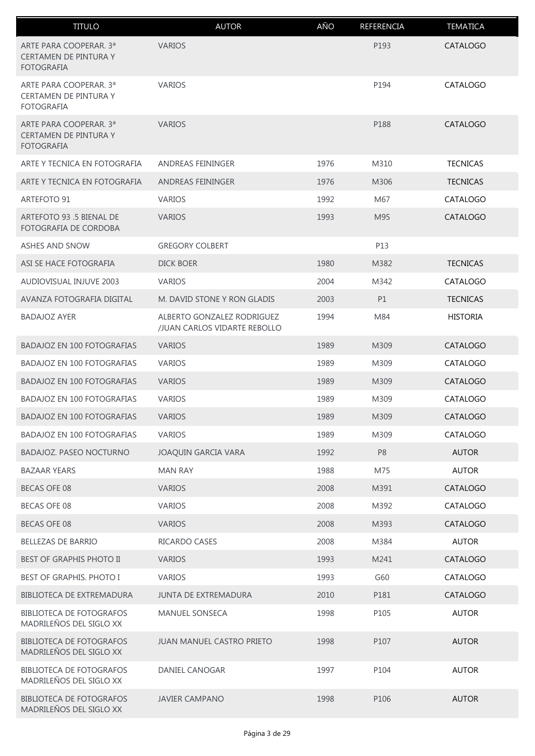| TITULO | AUTOR | AÑO | REFERENCIA | TEMATICA |
|---|---|---|---|---|
| ARTE PARA COOPERAR. 3ª CERTAMEN DE PINTURA Y FOTOGRAFIA | VARIOS | | P193 | CATALOGO |
| ARTE PARA COOPERAR. 3ª CERTAMEN DE PINTURA Y FOTOGRAFIA | VARIOS | | P194 | CATALOGO |
| ARTE PARA COOPERAR. 3ª CERTAMEN DE PINTURA Y FOTOGRAFIA | VARIOS | | P188 | CATALOGO |
| ARTE Y TECNICA EN FOTOGRAFIA | ANDREAS FEININGER | 1976 | M310 | TECNICAS |
| ARTE Y TECNICA EN FOTOGRAFIA | ANDREAS FEININGER | 1976 | M306 | TECNICAS |
| ARTEFOTO 91 | VARIOS | 1992 | M67 | CATALOGO |
| ARTEFOTO 93 .5 BIENAL DE FOTOGRAFIA DE CORDOBA | VARIOS | 1993 | M95 | CATALOGO |
| ASHES AND SNOW | GREGORY COLBERT | | P13 | |
| ASI SE HACE FOTOGRAFIA | DICK BOER | 1980 | M382 | TECNICAS |
| AUDIOVISUAL INJUVE 2003 | VARIOS | 2004 | M342 | CATALOGO |
| AVANZA FOTOGRAFIA DIGITAL | M. DAVID STONE Y RON GLADIS | 2003 | P1 | TECNICAS |
| BADAJOZ AYER | ALBERTO GONZALEZ RODRIGUEZ /JUAN CARLOS VIDARTE REBOLLO | 1994 | M84 | HISTORIA |
| BADAJOZ EN 100 FOTOGRAFIAS | VARIOS | 1989 | M309 | CATALOGO |
| BADAJOZ EN 100 FOTOGRAFIAS | VARIOS | 1989 | M309 | CATALOGO |
| BADAJOZ EN 100 FOTOGRAFIAS | VARIOS | 1989 | M309 | CATALOGO |
| BADAJOZ EN 100 FOTOGRAFIAS | VARIOS | 1989 | M309 | CATALOGO |
| BADAJOZ EN 100 FOTOGRAFIAS | VARIOS | 1989 | M309 | CATALOGO |
| BADAJOZ EN 100 FOTOGRAFIAS | VARIOS | 1989 | M309 | CATALOGO |
| BADAJOZ. PASEO NOCTURNO | JOAQUIN GARCIA VARA | 1992 | P8 | AUTOR |
| BAZAAR YEARS | MAN RAY | 1988 | M75 | AUTOR |
| BECAS OFE 08 | VARIOS | 2008 | M391 | CATALOGO |
| BECAS OFE 08 | VARIOS | 2008 | M392 | CATALOGO |
| BECAS OFE 08 | VARIOS | 2008 | M393 | CATALOGO |
| BELLEZAS DE BARRIO | RICARDO CASES | 2008 | M384 | AUTOR |
| BEST OF GRAPHIS PHOTO II | VARIOS | 1993 | M241 | CATALOGO |
| BEST OF GRAPHIS. PHOTO I | VARIOS | 1993 | G60 | CATALOGO |
| BIBLIOTECA DE EXTREMADURA | JUNTA DE EXTREMADURA | 2010 | P181 | CATALOGO |
| BIBLIOTECA DE FOTOGRAFOS MADRILEÑOS DEL SIGLO XX | MANUEL SONSECA | 1998 | P105 | AUTOR |
| BIBLIOTECA DE FOTOGRAFOS MADRILEÑOS DEL SIGLO XX | JUAN MANUEL CASTRO PRIETO | 1998 | P107 | AUTOR |
| BIBLIOTECA DE FOTOGRAFOS MADRILEÑOS DEL SIGLO XX | DANIEL CANOGAR | 1997 | P104 | AUTOR |
| BIBLIOTECA DE FOTOGRAFOS MADRILEÑOS DEL SIGLO XX | JAVIER CAMPANO | 1998 | P106 | AUTOR |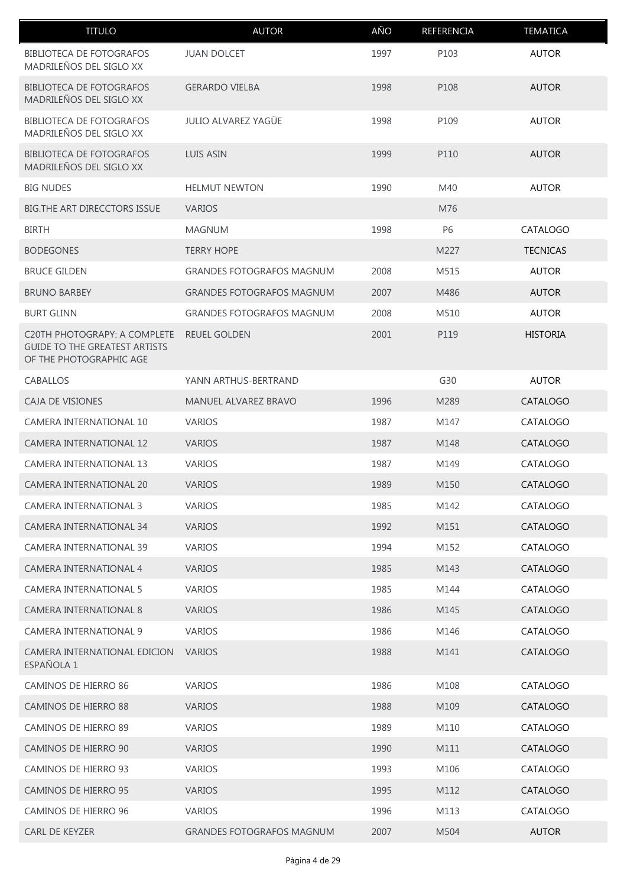| TITULO | AUTOR | AÑO | REFERENCIA | TEMATICA |
| --- | --- | --- | --- | --- |
| BIBLIOTECA DE FOTOGRAFOS MADRILEÑOS DEL SIGLO XX | JUAN DOLCET | 1997 | P103 | AUTOR |
| BIBLIOTECA DE FOTOGRAFOS MADRILEÑOS DEL SIGLO XX | GERARDO VIELBA | 1998 | P108 | AUTOR |
| BIBLIOTECA DE FOTOGRAFOS MADRILEÑOS DEL SIGLO XX | JULIO ALVAREZ YAGÜE | 1998 | P109 | AUTOR |
| BIBLIOTECA DE FOTOGRAFOS MADRILEÑOS DEL SIGLO XX | LUIS ASIN | 1999 | P110 | AUTOR |
| BIG NUDES | HELMUT NEWTON | 1990 | M40 | AUTOR |
| BIG.THE ART DIRECCTORS ISSUE | VARIOS | | M76 | |
| BIRTH | MAGNUM | 1998 | P6 | CATALOGO |
| BODEGONES | TERRY HOPE | | M227 | TECNICAS |
| BRUCE GILDEN | GRANDES FOTOGRAFOS MAGNUM | 2008 | M515 | AUTOR |
| BRUNO BARBEY | GRANDES FOTOGRAFOS MAGNUM | 2007 | M486 | AUTOR |
| BURT GLINN | GRANDES FOTOGRAFOS MAGNUM | 2008 | M510 | AUTOR |
| C20TH PHOTOGRAPY: A COMPLETE GUIDE TO THE GREATEST ARTISTS OF THE PHOTOGRAPHIC AGE | REUEL GOLDEN | 2001 | P119 | HISTORIA |
| CABALLOS | YANN ARTHUS-BERTRAND | | G30 | AUTOR |
| CAJA DE VISIONES | MANUEL ALVAREZ BRAVO | 1996 | M289 | CATALOGO |
| CAMERA INTERNATIONAL 10 | VARIOS | 1987 | M147 | CATALOGO |
| CAMERA INTERNATIONAL 12 | VARIOS | 1987 | M148 | CATALOGO |
| CAMERA INTERNATIONAL 13 | VARIOS | 1987 | M149 | CATALOGO |
| CAMERA INTERNATIONAL 20 | VARIOS | 1989 | M150 | CATALOGO |
| CAMERA INTERNATIONAL 3 | VARIOS | 1985 | M142 | CATALOGO |
| CAMERA INTERNATIONAL 34 | VARIOS | 1992 | M151 | CATALOGO |
| CAMERA INTERNATIONAL 39 | VARIOS | 1994 | M152 | CATALOGO |
| CAMERA INTERNATIONAL 4 | VARIOS | 1985 | M143 | CATALOGO |
| CAMERA INTERNATIONAL 5 | VARIOS | 1985 | M144 | CATALOGO |
| CAMERA INTERNATIONAL 8 | VARIOS | 1986 | M145 | CATALOGO |
| CAMERA INTERNATIONAL 9 | VARIOS | 1986 | M146 | CATALOGO |
| CAMERA INTERNATIONAL EDICION ESPAÑOLA 1 | VARIOS | 1988 | M141 | CATALOGO |
| CAMINOS DE HIERRO 86 | VARIOS | 1986 | M108 | CATALOGO |
| CAMINOS DE HIERRO 88 | VARIOS | 1988 | M109 | CATALOGO |
| CAMINOS DE HIERRO 89 | VARIOS | 1989 | M110 | CATALOGO |
| CAMINOS DE HIERRO 90 | VARIOS | 1990 | M111 | CATALOGO |
| CAMINOS DE HIERRO 93 | VARIOS | 1993 | M106 | CATALOGO |
| CAMINOS DE HIERRO 95 | VARIOS | 1995 | M112 | CATALOGO |
| CAMINOS DE HIERRO 96 | VARIOS | 1996 | M113 | CATALOGO |
| CARL DE KEYZER | GRANDES FOTOGRAFOS MAGNUM | 2007 | M504 | AUTOR |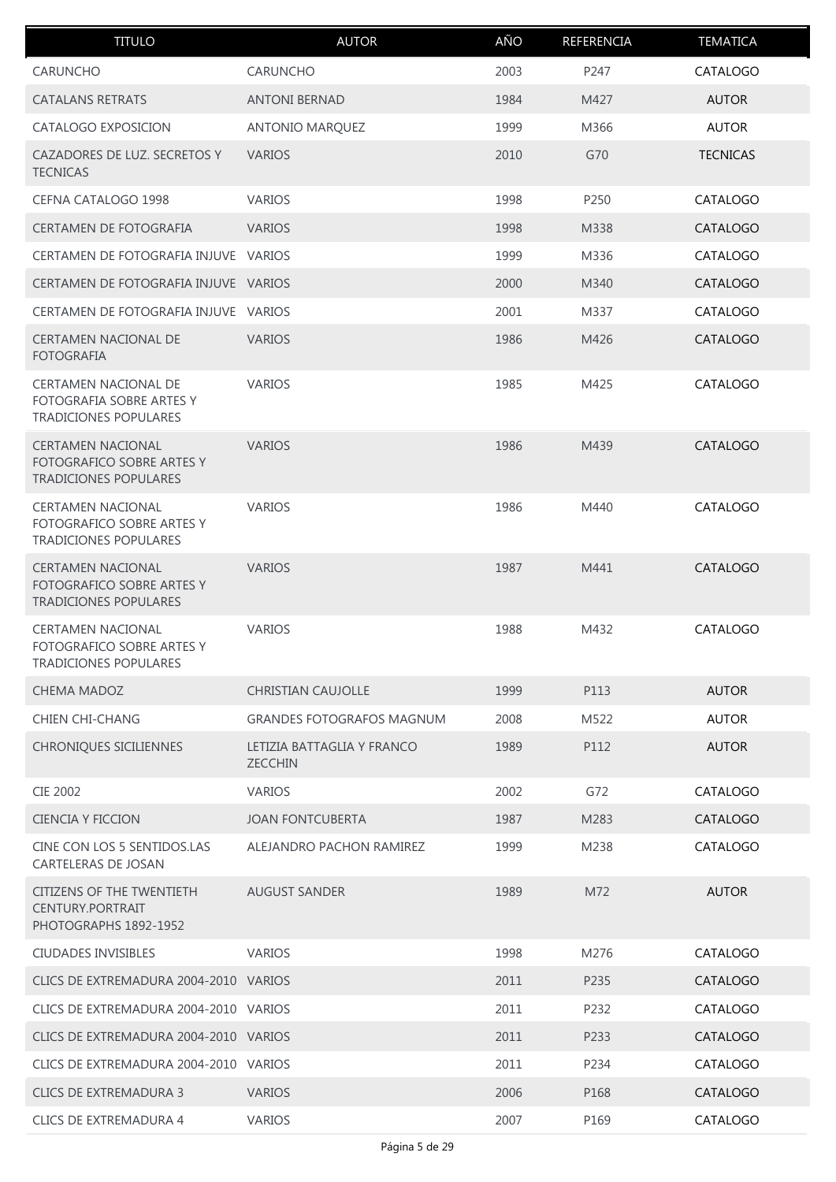| TITULO | AUTOR | AÑO | REFERENCIA | TEMATICA |
| --- | --- | --- | --- | --- |
| CARUNCHO | CARUNCHO | 2003 | P247 | CATALOGO |
| CATALANS RETRATS | ANTONI BERNAD | 1984 | M427 | AUTOR |
| CATALOGO EXPOSICION | ANTONIO MARQUEZ | 1999 | M366 | AUTOR |
| CAZADORES DE LUZ. SECRETOS Y TECNICAS | VARIOS | 2010 | G70 | TECNICAS |
| CEFNA CATALOGO 1998 | VARIOS | 1998 | P250 | CATALOGO |
| CERTAMEN DE FOTOGRAFIA | VARIOS | 1998 | M338 | CATALOGO |
| CERTAMEN DE FOTOGRAFIA INJUVE | VARIOS | 1999 | M336 | CATALOGO |
| CERTAMEN DE FOTOGRAFIA INJUVE | VARIOS | 2000 | M340 | CATALOGO |
| CERTAMEN DE FOTOGRAFIA INJUVE | VARIOS | 2001 | M337 | CATALOGO |
| CERTAMEN NACIONAL DE FOTOGRAFIA | VARIOS | 1986 | M426 | CATALOGO |
| CERTAMEN NACIONAL DE FOTOGRAFIA SOBRE ARTES Y TRADICIONES POPULARES | VARIOS | 1985 | M425 | CATALOGO |
| CERTAMEN NACIONAL FOTOGRAFICO SOBRE ARTES Y TRADICIONES POPULARES | VARIOS | 1986 | M439 | CATALOGO |
| CERTAMEN NACIONAL FOTOGRAFICO SOBRE ARTES Y TRADICIONES POPULARES | VARIOS | 1986 | M440 | CATALOGO |
| CERTAMEN NACIONAL FOTOGRAFICO SOBRE ARTES Y TRADICIONES POPULARES | VARIOS | 1987 | M441 | CATALOGO |
| CERTAMEN NACIONAL FOTOGRAFICO SOBRE ARTES Y TRADICIONES POPULARES | VARIOS | 1988 | M432 | CATALOGO |
| CHEMA MADOZ | CHRISTIAN CAUJOLLE | 1999 | P113 | AUTOR |
| CHIEN CHI-CHANG | GRANDES FOTOGRAFOS MAGNUM | 2008 | M522 | AUTOR |
| CHRONIQUES SICILIENNES | LETIZIA BATTAGLIA Y FRANCO ZECCHIN | 1989 | P112 | AUTOR |
| CIE 2002 | VARIOS | 2002 | G72 | CATALOGO |
| CIENCIA Y FICCION | JOAN FONTCUBERTA | 1987 | M283 | CATALOGO |
| CINE CON LOS 5 SENTIDOS.LAS CARTELERAS DE JOSAN | ALEJANDRO PACHON RAMIREZ | 1999 | M238 | CATALOGO |
| CITIZENS OF THE TWENTIETH CENTURY.PORTRAIT PHOTOGRAPHS 1892-1952 | AUGUST SANDER | 1989 | M72 | AUTOR |
| CIUDADES INVISIBLES | VARIOS | 1998 | M276 | CATALOGO |
| CLICS DE EXTREMADURA 2004-2010 | VARIOS | 2011 | P235 | CATALOGO |
| CLICS DE EXTREMADURA 2004-2010 | VARIOS | 2011 | P232 | CATALOGO |
| CLICS DE EXTREMADURA 2004-2010 | VARIOS | 2011 | P233 | CATALOGO |
| CLICS DE EXTREMADURA 2004-2010 | VARIOS | 2011 | P234 | CATALOGO |
| CLICS DE EXTREMADURA 3 | VARIOS | 2006 | P168 | CATALOGO |
| CLICS DE EXTREMADURA 4 | VARIOS | 2007 | P169 | CATALOGO |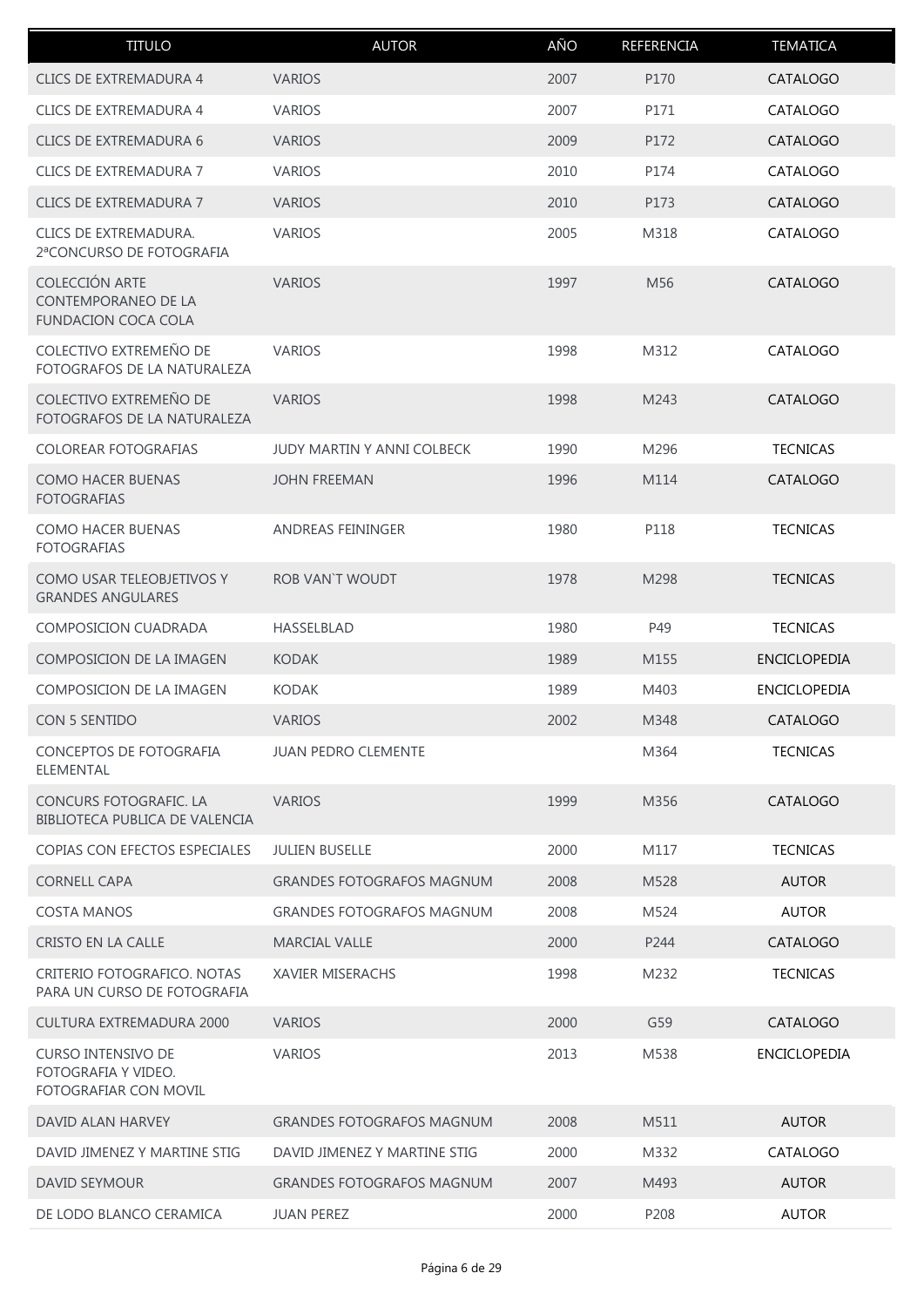| TITULO | AUTOR | AÑO | REFERENCIA | TEMATICA |
|---|---|---|---|---|
| CLICS DE EXTREMADURA 4 | VARIOS | 2007 | P170 | CATALOGO |
| CLICS DE EXTREMADURA 4 | VARIOS | 2007 | P171 | CATALOGO |
| CLICS DE EXTREMADURA 6 | VARIOS | 2009 | P172 | CATALOGO |
| CLICS DE EXTREMADURA 7 | VARIOS | 2010 | P174 | CATALOGO |
| CLICS DE EXTREMADURA 7 | VARIOS | 2010 | P173 | CATALOGO |
| CLICS DE EXTREMADURA. 2ªCONCURSO DE FOTOGRAFIA | VARIOS | 2005 | M318 | CATALOGO |
| COLECCIÓN ARTE CONTEMPORANEO DE LA FUNDACION COCA COLA | VARIOS | 1997 | M56 | CATALOGO |
| COLECTIVO EXTREMEÑO DE FOTOGRAFOS DE LA NATURALEZA | VARIOS | 1998 | M312 | CATALOGO |
| COLECTIVO EXTREMEÑO DE FOTOGRAFOS DE LA NATURALEZA | VARIOS | 1998 | M243 | CATALOGO |
| COLOREAR FOTOGRAFIAS | JUDY MARTIN Y ANNI COLBECK | 1990 | M296 | TECNICAS |
| COMO HACER BUENAS FOTOGRAFIAS | JOHN FREEMAN | 1996 | M114 | CATALOGO |
| COMO HACER BUENAS FOTOGRAFIAS | ANDREAS FEININGER | 1980 | P118 | TECNICAS |
| COMO USAR TELEOBJETIVOS Y GRANDES ANGULARES | ROB VAN`T WOUDT | 1978 | M298 | TECNICAS |
| COMPOSICION CUADRADA | HASSELBLAD | 1980 | P49 | TECNICAS |
| COMPOSICION DE LA IMAGEN | KODAK | 1989 | M155 | ENCICLOPEDIA |
| COMPOSICION DE LA IMAGEN | KODAK | 1989 | M403 | ENCICLOPEDIA |
| CON 5 SENTIDO | VARIOS | 2002 | M348 | CATALOGO |
| CONCEPTOS DE FOTOGRAFIA ELEMENTAL | JUAN PEDRO CLEMENTE | | M364 | TECNICAS |
| CONCURS FOTOGRAFIC. LA BIBLIOTECA PUBLICA DE VALENCIA | VARIOS | 1999 | M356 | CATALOGO |
| COPIAS CON EFECTOS ESPECIALES | JULIEN BUSELLE | 2000 | M117 | TECNICAS |
| CORNELL CAPA | GRANDES FOTOGRAFOS MAGNUM | 2008 | M528 | AUTOR |
| COSTA MANOS | GRANDES FOTOGRAFOS MAGNUM | 2008 | M524 | AUTOR |
| CRISTO EN LA CALLE | MARCIAL VALLE | 2000 | P244 | CATALOGO |
| CRITERIO FOTOGRAFICO. NOTAS PARA UN CURSO DE FOTOGRAFIA | XAVIER MISERACHS | 1998 | M232 | TECNICAS |
| CULTURA EXTREMADURA 2000 | VARIOS | 2000 | G59 | CATALOGO |
| CURSO INTENSIVO DE FOTOGRAFIA Y VIDEO. FOTOGRAFIAR CON MOVIL | VARIOS | 2013 | M538 | ENCICLOPEDIA |
| DAVID ALAN HARVEY | GRANDES FOTOGRAFOS MAGNUM | 2008 | M511 | AUTOR |
| DAVID JIMENEZ Y MARTINE STIG | DAVID JIMENEZ Y MARTINE STIG | 2000 | M332 | CATALOGO |
| DAVID SEYMOUR | GRANDES FOTOGRAFOS MAGNUM | 2007 | M493 | AUTOR |
| DE LODO BLANCO CERAMICA | JUAN PEREZ | 2000 | P208 | AUTOR |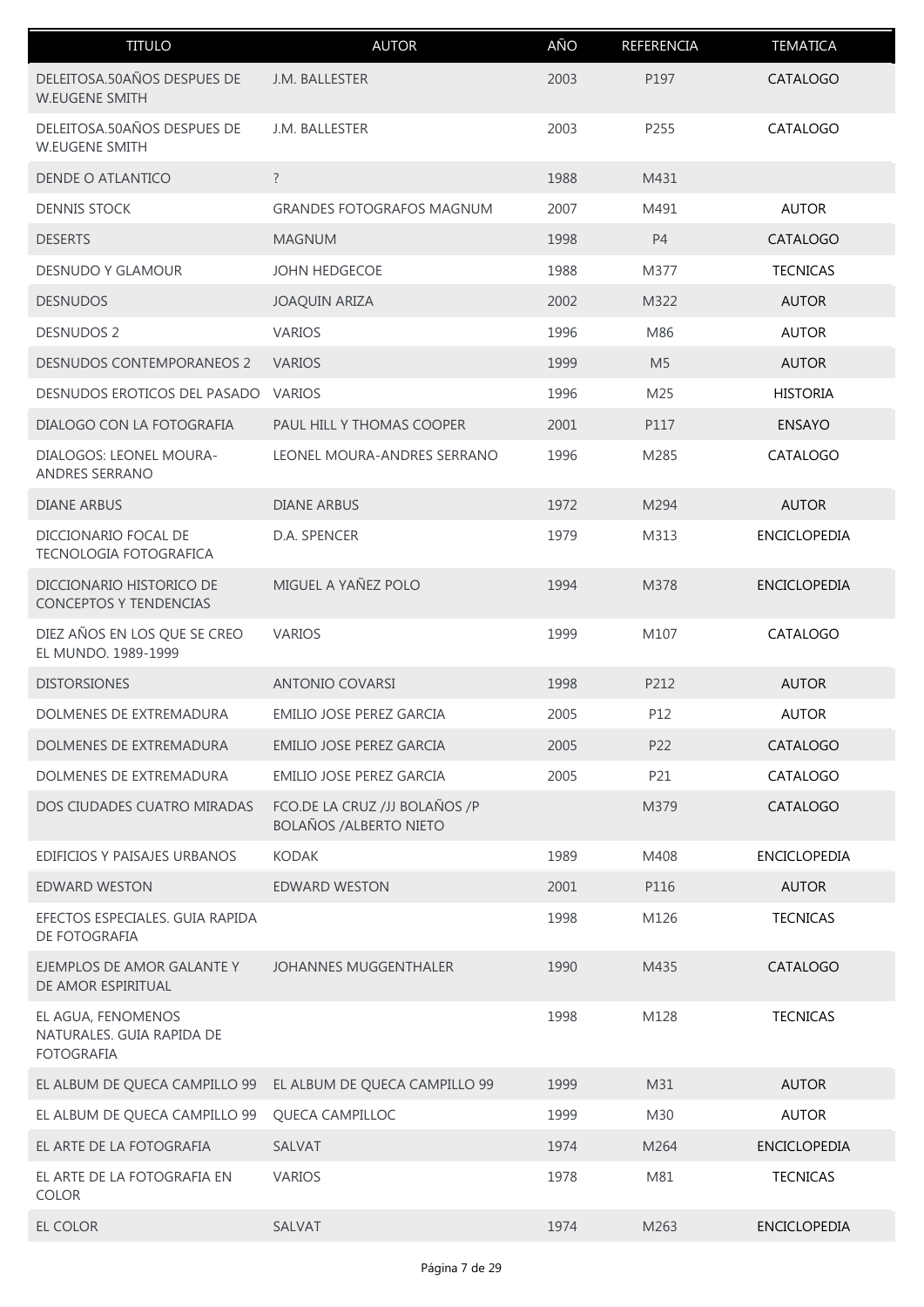| TITULO | AUTOR | AÑO | REFERENCIA | TEMATICA |
|---|---|---|---|---|
| DELEITOSA.50AÑOS DESPUES DE W.EUGENE SMITH | J.M. BALLESTER | 2003 | P197 | CATALOGO |
| DELEITOSA.50AÑOS DESPUES DE W.EUGENE SMITH | J.M. BALLESTER | 2003 | P255 | CATALOGO |
| DENDE O ATLANTICO | ? | 1988 | M431 | |
| DENNIS STOCK | GRANDES FOTOGRAFOS MAGNUM | 2007 | M491 | AUTOR |
| DESERTS | MAGNUM | 1998 | P4 | CATALOGO |
| DESNUDO Y GLAMOUR | JOHN HEDGECOE | 1988 | M377 | TECNICAS |
| DESNUDOS | JOAQUIN ARIZA | 2002 | M322 | AUTOR |
| DESNUDOS 2 | VARIOS | 1996 | M86 | AUTOR |
| DESNUDOS CONTEMPORANEOS 2 | VARIOS | 1999 | M5 | AUTOR |
| DESNUDOS EROTICOS DEL PASADO | VARIOS | 1996 | M25 | HISTORIA |
| DIALOGO CON LA FOTOGRAFIA | PAUL HILL Y THOMAS COOPER | 2001 | P117 | ENSAYO |
| DIALOGOS: LEONEL MOURA-ANDRES SERRANO | LEONEL MOURA-ANDRES SERRANO | 1996 | M285 | CATALOGO |
| DIANE ARBUS | DIANE ARBUS | 1972 | M294 | AUTOR |
| DICCIONARIO FOCAL DE TECNOLOGIA FOTOGRAFICA | D.A. SPENCER | 1979 | M313 | ENCICLOPEDIA |
| DICCIONARIO HISTORICO DE CONCEPTOS Y TENDENCIAS | MIGUEL A YAÑEZ POLO | 1994 | M378 | ENCICLOPEDIA |
| DIEZ AÑOS EN LOS QUE SE CREO EL MUNDO. 1989-1999 | VARIOS | 1999 | M107 | CATALOGO |
| DISTORSIONES | ANTONIO COVARSI | 1998 | P212 | AUTOR |
| DOLMENES DE EXTREMADURA | EMILIO JOSE PEREZ GARCIA | 2005 | P12 | AUTOR |
| DOLMENES DE EXTREMADURA | EMILIO JOSE PEREZ GARCIA | 2005 | P22 | CATALOGO |
| DOLMENES DE EXTREMADURA | EMILIO JOSE PEREZ GARCIA | 2005 | P21 | CATALOGO |
| DOS CIUDADES CUATRO MIRADAS | FCO.DE LA CRUZ /JJ BOLAÑOS /P BOLAÑOS /ALBERTO NIETO | | M379 | CATALOGO |
| EDIFICIOS Y PAISAJES URBANOS | KODAK | 1989 | M408 | ENCICLOPEDIA |
| EDWARD WESTON | EDWARD WESTON | 2001 | P116 | AUTOR |
| EFECTOS ESPECIALES. GUIA RAPIDA DE FOTOGRAFIA | | 1998 | M126 | TECNICAS |
| EJEMPLOS DE AMOR GALANTE Y DE AMOR ESPIRITUAL | JOHANNES MUGGENTHALER | 1990 | M435 | CATALOGO |
| EL AGUA, FENOMENOS NATURALES. GUIA RAPIDA DE FOTOGRAFIA | | 1998 | M128 | TECNICAS |
| EL ALBUM DE QUECA CAMPILLO 99 | EL ALBUM DE QUECA CAMPILLO 99 | 1999 | M31 | AUTOR |
| EL ALBUM DE QUECA CAMPILLO 99 | QUECA CAMPILLOC | 1999 | M30 | AUTOR |
| EL ARTE DE LA FOTOGRAFIA | SALVAT | 1974 | M264 | ENCICLOPEDIA |
| EL ARTE DE LA FOTOGRAFIA EN COLOR | VARIOS | 1978 | M81 | TECNICAS |
| EL COLOR | SALVAT | 1974 | M263 | ENCICLOPEDIA |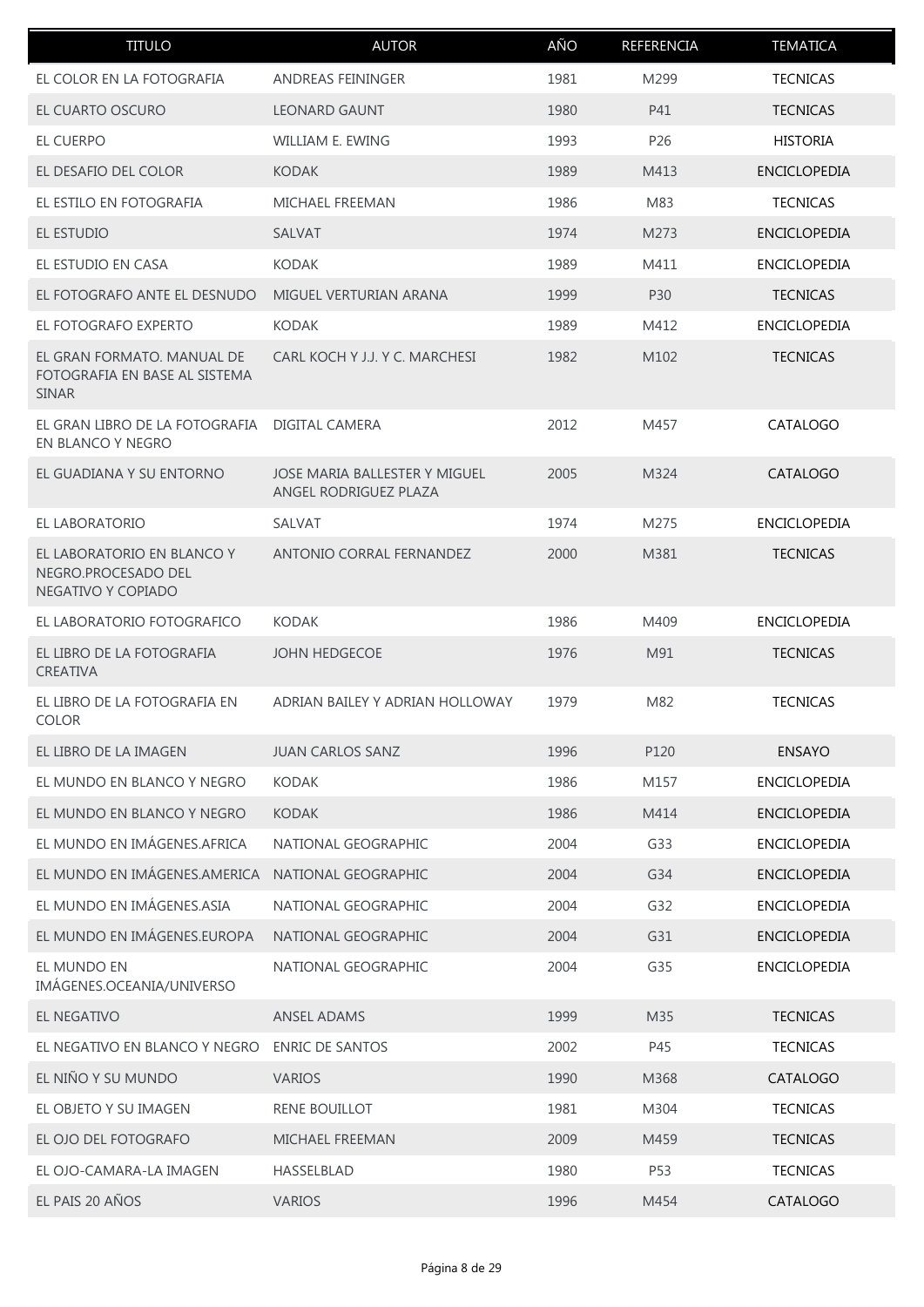| TITULO | AUTOR | AÑO | REFERENCIA | TEMATICA |
|---|---|---|---|---|
| EL COLOR EN LA FOTOGRAFIA | ANDREAS FEININGER | 1981 | M299 | TECNICAS |
| EL CUARTO OSCURO | LEONARD GAUNT | 1980 | P41 | TECNICAS |
| EL CUERPO | WILLIAM E. EWING | 1993 | P26 | HISTORIA |
| EL DESAFIO DEL COLOR | KODAK | 1989 | M413 | ENCICLOPEDIA |
| EL ESTILO EN FOTOGRAFIA | MICHAEL FREEMAN | 1986 | M83 | TECNICAS |
| EL ESTUDIO | SALVAT | 1974 | M273 | ENCICLOPEDIA |
| EL ESTUDIO EN CASA | KODAK | 1989 | M411 | ENCICLOPEDIA |
| EL FOTOGRAFO ANTE EL DESNUDO | MIGUEL VERTURIAN ARANA | 1999 | P30 | TECNICAS |
| EL FOTOGRAFO EXPERTO | KODAK | 1989 | M412 | ENCICLOPEDIA |
| EL GRAN FORMATO. MANUAL DE FOTOGRAFIA EN BASE AL SISTEMA SINAR | CARL KOCH Y J.J. Y C. MARCHESI | 1982 | M102 | TECNICAS |
| EL GRAN LIBRO DE LA FOTOGRAFIA EN BLANCO Y NEGRO | DIGITAL CAMERA | 2012 | M457 | CATALOGO |
| EL GUADIANA Y SU ENTORNO | JOSE MARIA BALLESTER Y MIGUEL ANGEL RODRIGUEZ PLAZA | 2005 | M324 | CATALOGO |
| EL LABORATORIO | SALVAT | 1974 | M275 | ENCICLOPEDIA |
| EL LABORATORIO EN BLANCO Y NEGRO.PROCESADO DEL NEGATIVO Y COPIADO | ANTONIO CORRAL FERNANDEZ | 2000 | M381 | TECNICAS |
| EL LABORATORIO FOTOGRAFICO | KODAK | 1986 | M409 | ENCICLOPEDIA |
| EL LIBRO DE LA FOTOGRAFIA CREATIVA | JOHN HEDGECOE | 1976 | M91 | TECNICAS |
| EL LIBRO DE LA FOTOGRAFIA EN COLOR | ADRIAN BAILEY Y ADRIAN HOLLOWAY | 1979 | M82 | TECNICAS |
| EL LIBRO DE LA IMAGEN | JUAN CARLOS SANZ | 1996 | P120 | ENSAYO |
| EL MUNDO EN BLANCO Y NEGRO | KODAK | 1986 | M157 | ENCICLOPEDIA |
| EL MUNDO EN BLANCO Y NEGRO | KODAK | 1986 | M414 | ENCICLOPEDIA |
| EL MUNDO EN IMÁGENES.AFRICA | NATIONAL GEOGRAPHIC | 2004 | G33 | ENCICLOPEDIA |
| EL MUNDO EN IMÁGENES.AMERICA | NATIONAL GEOGRAPHIC | 2004 | G34 | ENCICLOPEDIA |
| EL MUNDO EN IMÁGENES.ASIA | NATIONAL GEOGRAPHIC | 2004 | G32 | ENCICLOPEDIA |
| EL MUNDO EN IMÁGENES.EUROPA | NATIONAL GEOGRAPHIC | 2004 | G31 | ENCICLOPEDIA |
| EL MUNDO EN IMÁGENES.OCEANIA/UNIVERSO | NATIONAL GEOGRAPHIC | 2004 | G35 | ENCICLOPEDIA |
| EL NEGATIVO | ANSEL ADAMS | 1999 | M35 | TECNICAS |
| EL NEGATIVO EN BLANCO Y NEGRO | ENRIC DE SANTOS | 2002 | P45 | TECNICAS |
| EL NIÑO Y SU MUNDO | VARIOS | 1990 | M368 | CATALOGO |
| EL OBJETO Y SU IMAGEN | RENE BOUILLOT | 1981 | M304 | TECNICAS |
| EL OJO DEL FOTOGRAFO | MICHAEL FREEMAN | 2009 | M459 | TECNICAS |
| EL OJO-CAMARA-LA IMAGEN | HASSELBLAD | 1980 | P53 | TECNICAS |
| EL PAIS 20 AÑOS | VARIOS | 1996 | M454 | CATALOGO |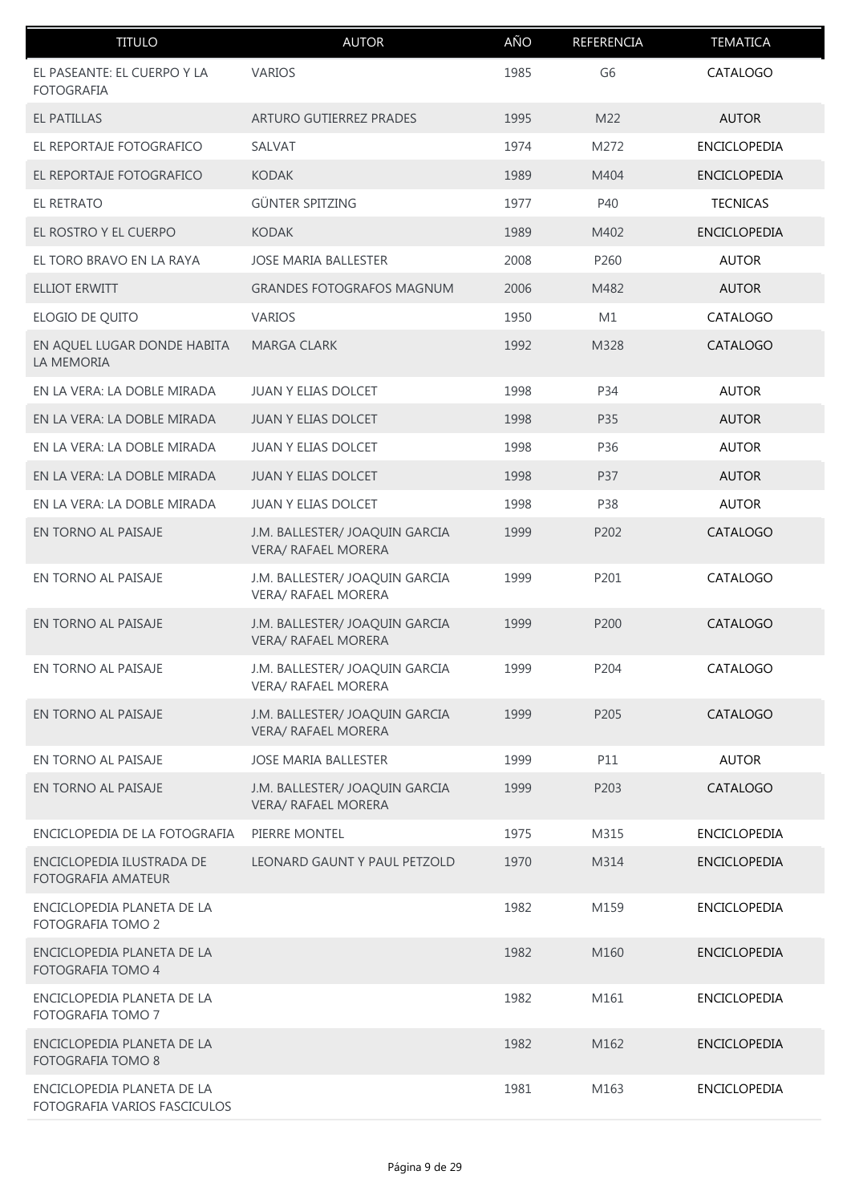| TITULO | AUTOR | AÑO | REFERENCIA | TEMATICA |
| --- | --- | --- | --- | --- |
| EL PASEANTE: EL CUERPO Y LA FOTOGRAFIA | VARIOS | 1985 | G6 | CATALOGO |
| EL PATILLAS | ARTURO GUTIERREZ PRADES | 1995 | M22 | AUTOR |
| EL REPORTAJE FOTOGRAFICO | SALVAT | 1974 | M272 | ENCICLOPEDIA |
| EL REPORTAJE FOTOGRAFICO | KODAK | 1989 | M404 | ENCICLOPEDIA |
| EL RETRATO | GÜNTER SPITZING | 1977 | P40 | TECNICAS |
| EL ROSTRO Y EL CUERPO | KODAK | 1989 | M402 | ENCICLOPEDIA |
| EL TORO BRAVO EN LA RAYA | JOSE MARIA BALLESTER | 2008 | P260 | AUTOR |
| ELLIOT ERWITT | GRANDES FOTOGRAFOS MAGNUM | 2006 | M482 | AUTOR |
| ELOGIO DE QUITO | VARIOS | 1950 | M1 | CATALOGO |
| EN AQUEL LUGAR DONDE HABITA LA MEMORIA | MARGA CLARK | 1992 | M328 | CATALOGO |
| EN LA VERA: LA DOBLE MIRADA | JUAN Y ELIAS DOLCET | 1998 | P34 | AUTOR |
| EN LA VERA: LA DOBLE MIRADA | JUAN Y ELIAS DOLCET | 1998 | P35 | AUTOR |
| EN LA VERA: LA DOBLE MIRADA | JUAN Y ELIAS DOLCET | 1998 | P36 | AUTOR |
| EN LA VERA: LA DOBLE MIRADA | JUAN Y ELIAS DOLCET | 1998 | P37 | AUTOR |
| EN LA VERA: LA DOBLE MIRADA | JUAN Y ELIAS DOLCET | 1998 | P38 | AUTOR |
| EN TORNO AL PAISAJE | J.M. BALLESTER/ JOAQUIN GARCIA VERA/ RAFAEL MORERA | 1999 | P202 | CATALOGO |
| EN TORNO AL PAISAJE | J.M. BALLESTER/ JOAQUIN GARCIA VERA/ RAFAEL MORERA | 1999 | P201 | CATALOGO |
| EN TORNO AL PAISAJE | J.M. BALLESTER/ JOAQUIN GARCIA VERA/ RAFAEL MORERA | 1999 | P200 | CATALOGO |
| EN TORNO AL PAISAJE | J.M. BALLESTER/ JOAQUIN GARCIA VERA/ RAFAEL MORERA | 1999 | P204 | CATALOGO |
| EN TORNO AL PAISAJE | J.M. BALLESTER/ JOAQUIN GARCIA VERA/ RAFAEL MORERA | 1999 | P205 | CATALOGO |
| EN TORNO AL PAISAJE | JOSE MARIA BALLESTER | 1999 | P11 | AUTOR |
| EN TORNO AL PAISAJE | J.M. BALLESTER/ JOAQUIN GARCIA VERA/ RAFAEL MORERA | 1999 | P203 | CATALOGO |
| ENCICLOPEDIA DE LA FOTOGRAFIA | PIERRE MONTEL | 1975 | M315 | ENCICLOPEDIA |
| ENCICLOPEDIA ILUSTRADA DE FOTOGRAFIA AMATEUR | LEONARD GAUNT Y PAUL PETZOLD | 1970 | M314 | ENCICLOPEDIA |
| ENCICLOPEDIA PLANETA DE LA FOTOGRAFIA TOMO 2 | | 1982 | M159 | ENCICLOPEDIA |
| ENCICLOPEDIA PLANETA DE LA FOTOGRAFIA TOMO 4 | | 1982 | M160 | ENCICLOPEDIA |
| ENCICLOPEDIA PLANETA DE LA FOTOGRAFIA TOMO 7 | | 1982 | M161 | ENCICLOPEDIA |
| ENCICLOPEDIA PLANETA DE LA FOTOGRAFIA TOMO 8 | | 1982 | M162 | ENCICLOPEDIA |
| ENCICLOPEDIA PLANETA DE LA FOTOGRAFIA VARIOS FASCICULOS | | 1981 | M163 | ENCICLOPEDIA |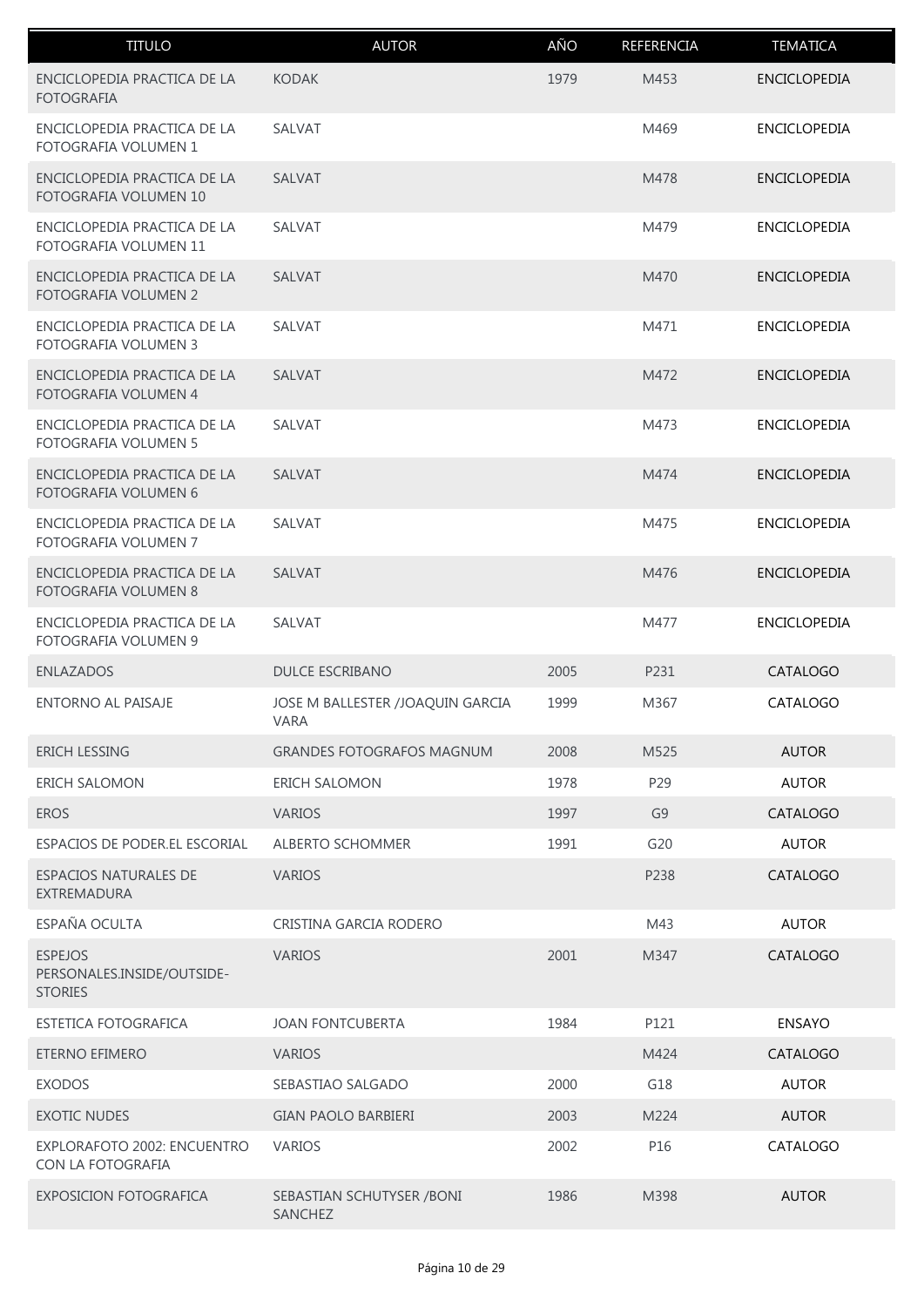| TITULO | AUTOR | AÑO | REFERENCIA | TEMATICA |
|---|---|---|---|---|
| ENCICLOPEDIA PRACTICA DE LA FOTOGRAFIA | KODAK | 1979 | M453 | ENCICLOPEDIA |
| ENCICLOPEDIA PRACTICA DE LA FOTOGRAFIA VOLUMEN 1 | SALVAT | | M469 | ENCICLOPEDIA |
| ENCICLOPEDIA PRACTICA DE LA FOTOGRAFIA VOLUMEN 10 | SALVAT | | M478 | ENCICLOPEDIA |
| ENCICLOPEDIA PRACTICA DE LA FOTOGRAFIA VOLUMEN 11 | SALVAT | | M479 | ENCICLOPEDIA |
| ENCICLOPEDIA PRACTICA DE LA FOTOGRAFIA VOLUMEN 2 | SALVAT | | M470 | ENCICLOPEDIA |
| ENCICLOPEDIA PRACTICA DE LA FOTOGRAFIA VOLUMEN 3 | SALVAT | | M471 | ENCICLOPEDIA |
| ENCICLOPEDIA PRACTICA DE LA FOTOGRAFIA VOLUMEN 4 | SALVAT | | M472 | ENCICLOPEDIA |
| ENCICLOPEDIA PRACTICA DE LA FOTOGRAFIA VOLUMEN 5 | SALVAT | | M473 | ENCICLOPEDIA |
| ENCICLOPEDIA PRACTICA DE LA FOTOGRAFIA VOLUMEN 6 | SALVAT | | M474 | ENCICLOPEDIA |
| ENCICLOPEDIA PRACTICA DE LA FOTOGRAFIA VOLUMEN 7 | SALVAT | | M475 | ENCICLOPEDIA |
| ENCICLOPEDIA PRACTICA DE LA FOTOGRAFIA VOLUMEN 8 | SALVAT | | M476 | ENCICLOPEDIA |
| ENCICLOPEDIA PRACTICA DE LA FOTOGRAFIA VOLUMEN 9 | SALVAT | | M477 | ENCICLOPEDIA |
| ENLAZADOS | DULCE ESCRIBANO | 2005 | P231 | CATALOGO |
| ENTORNO AL PAISAJE | JOSE M BALLESTER /JOAQUIN GARCIA VARA | 1999 | M367 | CATALOGO |
| ERICH LESSING | GRANDES FOTOGRAFOS MAGNUM | 2008 | M525 | AUTOR |
| ERICH SALOMON | ERICH SALOMON | 1978 | P29 | AUTOR |
| EROS | VARIOS | 1997 | G9 | CATALOGO |
| ESPACIOS DE PODER.EL ESCORIAL | ALBERTO SCHOMMER | 1991 | G20 | AUTOR |
| ESPACIOS NATURALES DE EXTREMADURA | VARIOS | | P238 | CATALOGO |
| ESPAÑA OCULTA | CRISTINA GARCIA RODERO | | M43 | AUTOR |
| ESPEJOS PERSONALES.INSIDE/OUTSIDE-STORIES | VARIOS | 2001 | M347 | CATALOGO |
| ESTETICA FOTOGRAFICA | JOAN FONTCUBERTA | 1984 | P121 | ENSAYO |
| ETERNO EFIMERO | VARIOS | | M424 | CATALOGO |
| EXODOS | SEBASTIAO SALGADO | 2000 | G18 | AUTOR |
| EXOTIC NUDES | GIAN PAOLO BARBIERI | 2003 | M224 | AUTOR |
| EXPLORAFOTO 2002: ENCUENTRO CON LA FOTOGRAFIA | VARIOS | 2002 | P16 | CATALOGO |
| EXPOSICION FOTOGRAFICA | SEBASTIAN SCHUTYSER /BONI SANCHEZ | 1986 | M398 | AUTOR |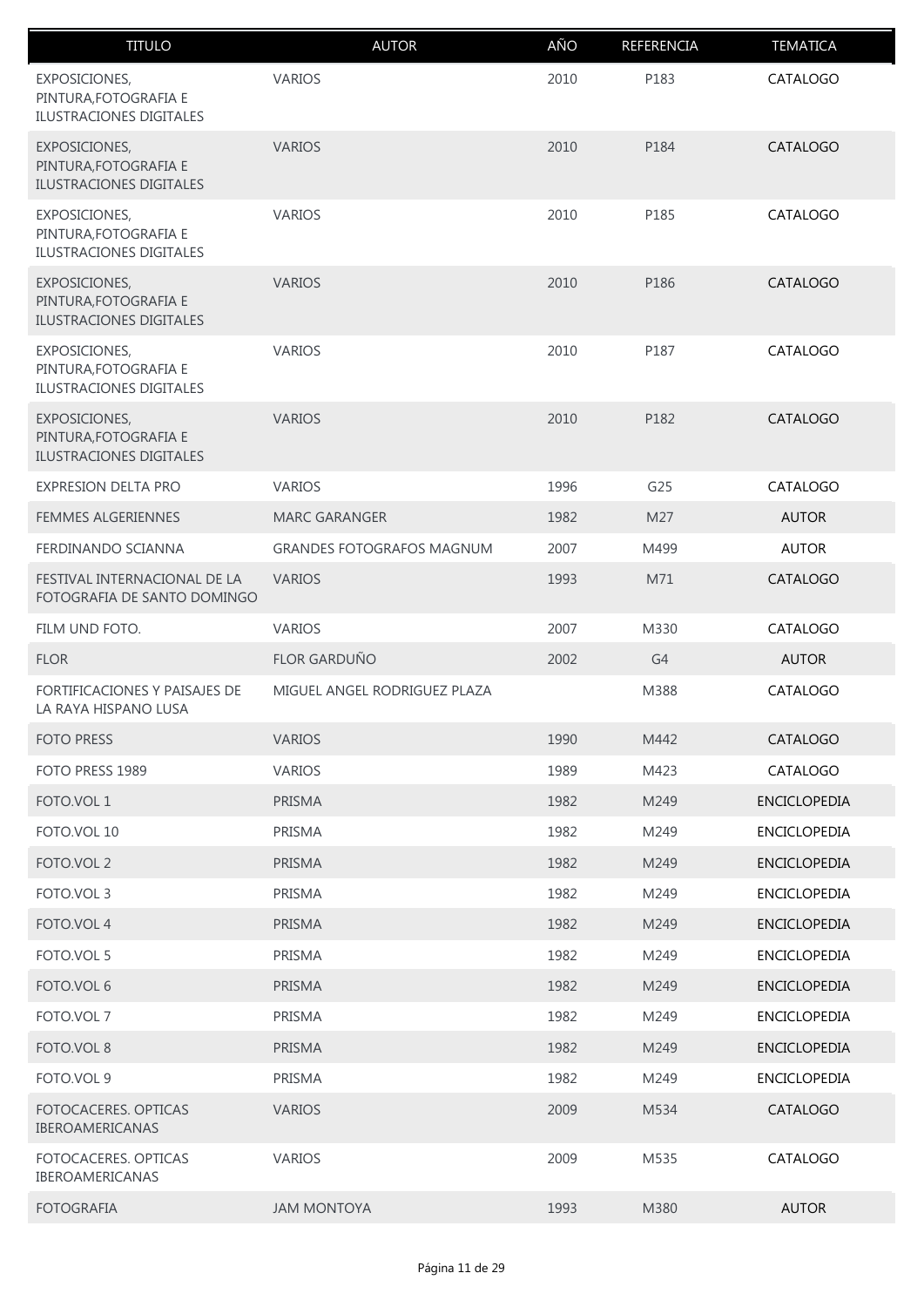| TITULO | AUTOR | AÑO | REFERENCIA | TEMATICA |
|---|---|---|---|---|
| EXPOSICIONES, PINTURA,FOTOGRAFIA E ILUSTRACIONES DIGITALES | VARIOS | 2010 | P183 | CATALOGO |
| EXPOSICIONES, PINTURA,FOTOGRAFIA E ILUSTRACIONES DIGITALES | VARIOS | 2010 | P184 | CATALOGO |
| EXPOSICIONES, PINTURA,FOTOGRAFIA E ILUSTRACIONES DIGITALES | VARIOS | 2010 | P185 | CATALOGO |
| EXPOSICIONES, PINTURA,FOTOGRAFIA E ILUSTRACIONES DIGITALES | VARIOS | 2010 | P186 | CATALOGO |
| EXPOSICIONES, PINTURA,FOTOGRAFIA E ILUSTRACIONES DIGITALES | VARIOS | 2010 | P187 | CATALOGO |
| EXPOSICIONES, PINTURA,FOTOGRAFIA E ILUSTRACIONES DIGITALES | VARIOS | 2010 | P182 | CATALOGO |
| EXPRESION DELTA PRO | VARIOS | 1996 | G25 | CATALOGO |
| FEMMES ALGERIENNES | MARC GARANGER | 1982 | M27 | AUTOR |
| FERDINANDO SCIANNA | GRANDES FOTOGRAFOS MAGNUM | 2007 | M499 | AUTOR |
| FESTIVAL INTERNACIONAL DE LA FOTOGRAFIA DE SANTO DOMINGO | VARIOS | 1993 | M71 | CATALOGO |
| FILM UND FOTO. | VARIOS | 2007 | M330 | CATALOGO |
| FLOR | FLOR GARDUÑO | 2002 | G4 | AUTOR |
| FORTIFICACIONES Y PAISAJES DE LA RAYA HISPANO LUSA | MIGUEL ANGEL RODRIGUEZ PLAZA | | M388 | CATALOGO |
| FOTO PRESS | VARIOS | 1990 | M442 | CATALOGO |
| FOTO PRESS 1989 | VARIOS | 1989 | M423 | CATALOGO |
| FOTO.VOL 1 | PRISMA | 1982 | M249 | ENCICLOPEDIA |
| FOTO.VOL 10 | PRISMA | 1982 | M249 | ENCICLOPEDIA |
| FOTO.VOL 2 | PRISMA | 1982 | M249 | ENCICLOPEDIA |
| FOTO.VOL 3 | PRISMA | 1982 | M249 | ENCICLOPEDIA |
| FOTO.VOL 4 | PRISMA | 1982 | M249 | ENCICLOPEDIA |
| FOTO.VOL 5 | PRISMA | 1982 | M249 | ENCICLOPEDIA |
| FOTO.VOL 6 | PRISMA | 1982 | M249 | ENCICLOPEDIA |
| FOTO.VOL 7 | PRISMA | 1982 | M249 | ENCICLOPEDIA |
| FOTO.VOL 8 | PRISMA | 1982 | M249 | ENCICLOPEDIA |
| FOTO.VOL 9 | PRISMA | 1982 | M249 | ENCICLOPEDIA |
| FOTOCACERES. OPTICAS IBEROAMERICANAS | VARIOS | 2009 | M534 | CATALOGO |
| FOTOCACERES. OPTICAS IBEROAMERICANAS | VARIOS | 2009 | M535 | CATALOGO |
| FOTOGRAFIA | JAM MONTOYA | 1993 | M380 | AUTOR |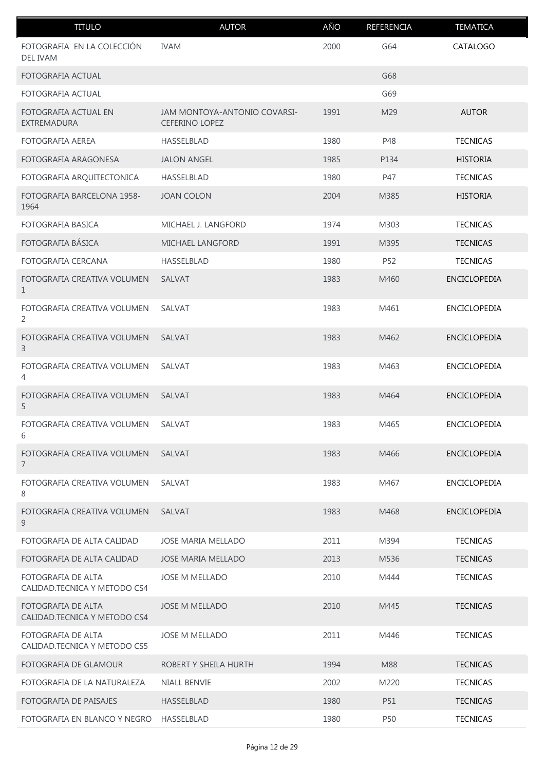| TITULO | AUTOR | AÑO | REFERENCIA | TEMATICA |
|---|---|---|---|---|
| FOTOGRAFIA EN LA COLECCIÓN DEL IVAM | IVAM | 2000 | G64 | CATALOGO |
| FOTOGRAFIA ACTUAL | | | G68 | |
| FOTOGRAFIA ACTUAL | | | G69 | |
| FOTOGRAFIA ACTUAL EN EXTREMADURA | JAM MONTOYA-ANTONIO COVARSI-CEFERINO LOPEZ | 1991 | M29 | AUTOR |
| FOTOGRAFIA AEREA | HASSELBLAD | 1980 | P48 | TECNICAS |
| FOTOGRAFIA ARAGONESA | JALON ANGEL | 1985 | P134 | HISTORIA |
| FOTOGRAFIA ARQUITECTONICA | HASSELBLAD | 1980 | P47 | TECNICAS |
| FOTOGRAFIA BARCELONA 1958-1964 | JOAN COLON | 2004 | M385 | HISTORIA |
| FOTOGRAFIA BASICA | MICHAEL J. LANGFORD | 1974 | M303 | TECNICAS |
| FOTOGRAFIA BÁSICA | MICHAEL LANGFORD | 1991 | M395 | TECNICAS |
| FOTOGRAFIA CERCANA | HASSELBLAD | 1980 | P52 | TECNICAS |
| FOTOGRAFIA CREATIVA VOLUMEN 1 | SALVAT | 1983 | M460 | ENCICLOPEDIA |
| FOTOGRAFIA CREATIVA VOLUMEN 2 | SALVAT | 1983 | M461 | ENCICLOPEDIA |
| FOTOGRAFIA CREATIVA VOLUMEN 3 | SALVAT | 1983 | M462 | ENCICLOPEDIA |
| FOTOGRAFIA CREATIVA VOLUMEN 4 | SALVAT | 1983 | M463 | ENCICLOPEDIA |
| FOTOGRAFIA CREATIVA VOLUMEN 5 | SALVAT | 1983 | M464 | ENCICLOPEDIA |
| FOTOGRAFIA CREATIVA VOLUMEN 6 | SALVAT | 1983 | M465 | ENCICLOPEDIA |
| FOTOGRAFIA CREATIVA VOLUMEN 7 | SALVAT | 1983 | M466 | ENCICLOPEDIA |
| FOTOGRAFIA CREATIVA VOLUMEN 8 | SALVAT | 1983 | M467 | ENCICLOPEDIA |
| FOTOGRAFIA CREATIVA VOLUMEN 9 | SALVAT | 1983 | M468 | ENCICLOPEDIA |
| FOTOGRAFIA DE ALTA CALIDAD | JOSE MARIA MELLADO | 2011 | M394 | TECNICAS |
| FOTOGRAFIA DE ALTA CALIDAD | JOSE MARIA MELLADO | 2013 | M536 | TECNICAS |
| FOTOGRAFIA DE ALTA CALIDAD.TECNICA Y METODO CS4 | JOSE M MELLADO | 2010 | M444 | TECNICAS |
| FOTOGRAFIA DE ALTA CALIDAD.TECNICA Y METODO CS4 | JOSE M MELLADO | 2010 | M445 | TECNICAS |
| FOTOGRAFIA DE ALTA CALIDAD.TECNICA Y METODO CS5 | JOSE M MELLADO | 2011 | M446 | TECNICAS |
| FOTOGRAFIA DE GLAMOUR | ROBERT Y SHEILA HURTH | 1994 | M88 | TECNICAS |
| FOTOGRAFIA DE LA NATURALEZA | NIALL BENVIE | 2002 | M220 | TECNICAS |
| FOTOGRAFIA DE PAISAJES | HASSELBLAD | 1980 | P51 | TECNICAS |
| FOTOGRAFIA EN BLANCO Y NEGRO | HASSELBLAD | 1980 | P50 | TECNICAS |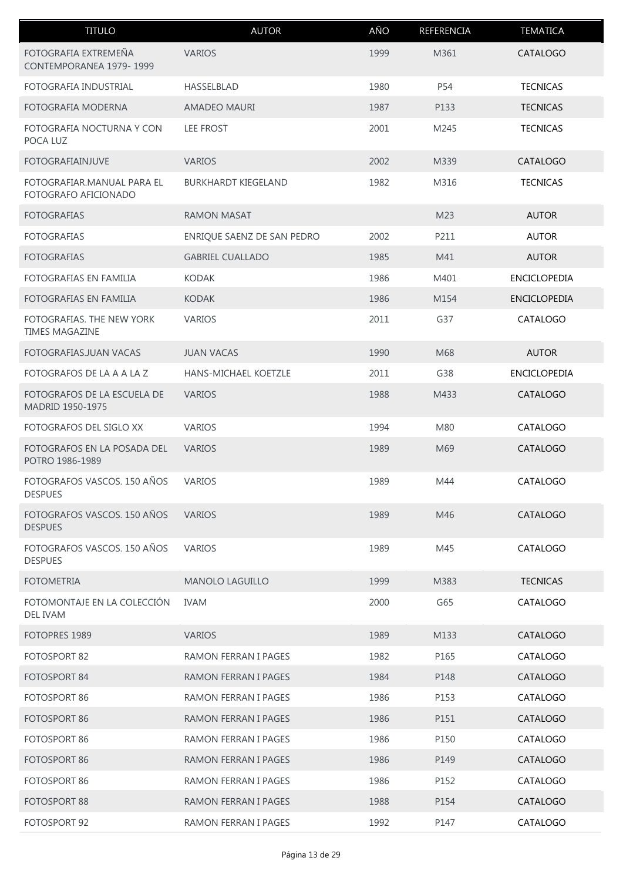| TITULO | AUTOR | AÑO | REFERENCIA | TEMATICA |
|---|---|---|---|---|
| FOTOGRAFIA EXTREMEÑA CONTEMPORANEA 1979- 1999 | VARIOS | 1999 | M361 | CATALOGO |
| FOTOGRAFIA INDUSTRIAL | HASSELBLAD | 1980 | P54 | TECNICAS |
| FOTOGRAFIA MODERNA | AMADEO MAURI | 1987 | P133 | TECNICAS |
| FOTOGRAFIA NOCTURNA Y CON POCA LUZ | LEE FROST | 2001 | M245 | TECNICAS |
| FOTOGRAFIAINJUVE | VARIOS | 2002 | M339 | CATALOGO |
| FOTOGRAFIAR.MANUAL PARA EL FOTOGRAFO AFICIONADO | BURKHARDT KIEGELAND | 1982 | M316 | TECNICAS |
| FOTOGRAFIAS | RAMON MASAT | | M23 | AUTOR |
| FOTOGRAFIAS | ENRIQUE SAENZ DE SAN PEDRO | 2002 | P211 | AUTOR |
| FOTOGRAFIAS | GABRIEL CUALLADO | 1985 | M41 | AUTOR |
| FOTOGRAFIAS EN FAMILIA | KODAK | 1986 | M401 | ENCICLOPEDIA |
| FOTOGRAFIAS EN FAMILIA | KODAK | 1986 | M154 | ENCICLOPEDIA |
| FOTOGRAFIAS. THE NEW YORK TIMES MAGAZINE | VARIOS | 2011 | G37 | CATALOGO |
| FOTOGRAFIAS.JUAN VACAS | JUAN VACAS | 1990 | M68 | AUTOR |
| FOTOGRAFOS DE LA A A LA Z | HANS-MICHAEL KOETZLE | 2011 | G38 | ENCICLOPEDIA |
| FOTOGRAFOS DE LA ESCUELA DE MADRID 1950-1975 | VARIOS | 1988 | M433 | CATALOGO |
| FOTOGRAFOS DEL SIGLO XX | VARIOS | 1994 | M80 | CATALOGO |
| FOTOGRAFOS EN LA POSADA DEL POTRO 1986-1989 | VARIOS | 1989 | M69 | CATALOGO |
| FOTOGRAFOS VASCOS. 150 AÑOS DESPUES | VARIOS | 1989 | M44 | CATALOGO |
| FOTOGRAFOS VASCOS. 150 AÑOS DESPUES | VARIOS | 1989 | M46 | CATALOGO |
| FOTOGRAFOS VASCOS. 150 AÑOS DESPUES | VARIOS | 1989 | M45 | CATALOGO |
| FOTOMETRIA | MANOLO LAGUILLO | 1999 | M383 | TECNICAS |
| FOTOMONTAJE EN LA COLECCIÓN DEL IVAM | IVAM | 2000 | G65 | CATALOGO |
| FOTOPRES 1989 | VARIOS | 1989 | M133 | CATALOGO |
| FOTOSPORT 82 | RAMON FERRAN I PAGES | 1982 | P165 | CATALOGO |
| FOTOSPORT 84 | RAMON FERRAN I PAGES | 1984 | P148 | CATALOGO |
| FOTOSPORT 86 | RAMON FERRAN I PAGES | 1986 | P153 | CATALOGO |
| FOTOSPORT 86 | RAMON FERRAN I PAGES | 1986 | P151 | CATALOGO |
| FOTOSPORT 86 | RAMON FERRAN I PAGES | 1986 | P150 | CATALOGO |
| FOTOSPORT 86 | RAMON FERRAN I PAGES | 1986 | P149 | CATALOGO |
| FOTOSPORT 86 | RAMON FERRAN I PAGES | 1986 | P152 | CATALOGO |
| FOTOSPORT 88 | RAMON FERRAN I PAGES | 1988 | P154 | CATALOGO |
| FOTOSPORT 92 | RAMON FERRAN I PAGES | 1992 | P147 | CATALOGO |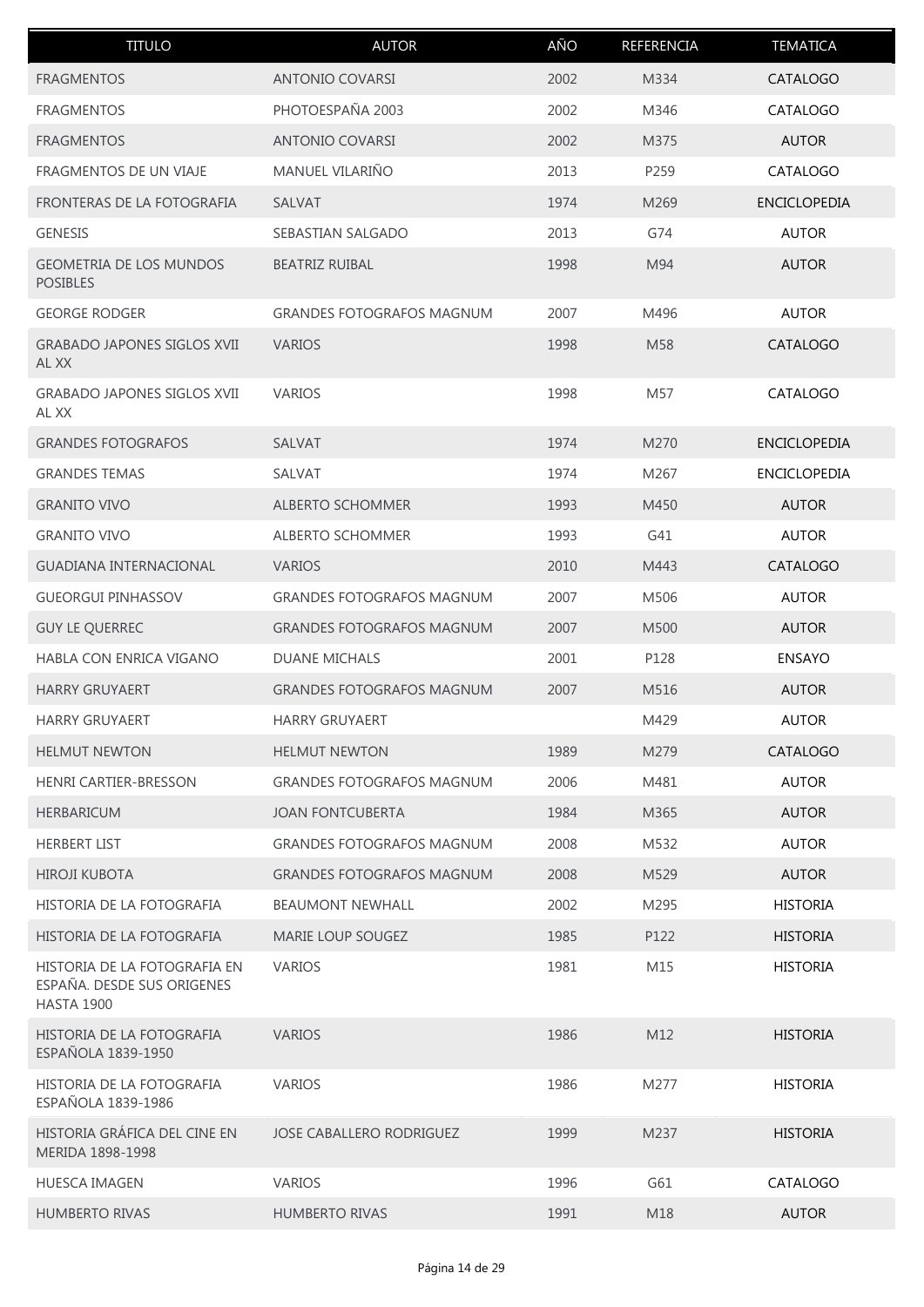| TITULO | AUTOR | AÑO | REFERENCIA | TEMATICA |
|---|---|---|---|---|
| FRAGMENTOS | ANTONIO COVARSI | 2002 | M334 | CATALOGO |
| FRAGMENTOS | PHOTOESPAÑA 2003 | 2002 | M346 | CATALOGO |
| FRAGMENTOS | ANTONIO COVARSI | 2002 | M375 | AUTOR |
| FRAGMENTOS DE UN VIAJE | MANUEL VILARIÑO | 2013 | P259 | CATALOGO |
| FRONTERAS DE LA FOTOGRAFIA | SALVAT | 1974 | M269 | ENCICLOPEDIA |
| GENESIS | SEBASTIAN SALGADO | 2013 | G74 | AUTOR |
| GEOMETRIA DE LOS MUNDOS POSIBLES | BEATRIZ RUIBAL | 1998 | M94 | AUTOR |
| GEORGE RODGER | GRANDES FOTOGRAFOS MAGNUM | 2007 | M496 | AUTOR |
| GRABADO JAPONES SIGLOS XVII AL XX | VARIOS | 1998 | M58 | CATALOGO |
| GRABADO JAPONES SIGLOS XVII AL XX | VARIOS | 1998 | M57 | CATALOGO |
| GRANDES FOTOGRAFOS | SALVAT | 1974 | M270 | ENCICLOPEDIA |
| GRANDES TEMAS | SALVAT | 1974 | M267 | ENCICLOPEDIA |
| GRANITO VIVO | ALBERTO SCHOMMER | 1993 | M450 | AUTOR |
| GRANITO VIVO | ALBERTO SCHOMMER | 1993 | G41 | AUTOR |
| GUADIANA INTERNACIONAL | VARIOS | 2010 | M443 | CATALOGO |
| GUEORGUI PINHASSOV | GRANDES FOTOGRAFOS MAGNUM | 2007 | M506 | AUTOR |
| GUY LE QUERREC | GRANDES FOTOGRAFOS MAGNUM | 2007 | M500 | AUTOR |
| HABLA CON ENRICA VIGANO | DUANE MICHALS | 2001 | P128 | ENSAYO |
| HARRY GRUYAERT | GRANDES FOTOGRAFOS MAGNUM | 2007 | M516 | AUTOR |
| HARRY GRUYAERT | HARRY GRUYAERT | | M429 | AUTOR |
| HELMUT NEWTON | HELMUT NEWTON | 1989 | M279 | CATALOGO |
| HENRI CARTIER-BRESSON | GRANDES FOTOGRAFOS MAGNUM | 2006 | M481 | AUTOR |
| HERBARICUM | JOAN FONTCUBERTA | 1984 | M365 | AUTOR |
| HERBERT LIST | GRANDES FOTOGRAFOS MAGNUM | 2008 | M532 | AUTOR |
| HIROJI KUBOTA | GRANDES FOTOGRAFOS MAGNUM | 2008 | M529 | AUTOR |
| HISTORIA DE LA FOTOGRAFIA | BEAUMONT NEWHALL | 2002 | M295 | HISTORIA |
| HISTORIA DE LA FOTOGRAFIA | MARIE LOUP SOUGEZ | 1985 | P122 | HISTORIA |
| HISTORIA DE LA FOTOGRAFIA EN ESPAÑA. DESDE SUS ORIGENES HASTA 1900 | VARIOS | 1981 | M15 | HISTORIA |
| HISTORIA DE LA FOTOGRAFIA ESPAÑOLA 1839-1950 | VARIOS | 1986 | M12 | HISTORIA |
| HISTORIA DE LA FOTOGRAFIA ESPAÑOLA 1839-1986 | VARIOS | 1986 | M277 | HISTORIA |
| HISTORIA GRÁFICA DEL CINE EN MERIDA 1898-1998 | JOSE CABALLERO RODRIGUEZ | 1999 | M237 | HISTORIA |
| HUESCA IMAGEN | VARIOS | 1996 | G61 | CATALOGO |
| HUMBERTO RIVAS | HUMBERTO RIVAS | 1991 | M18 | AUTOR |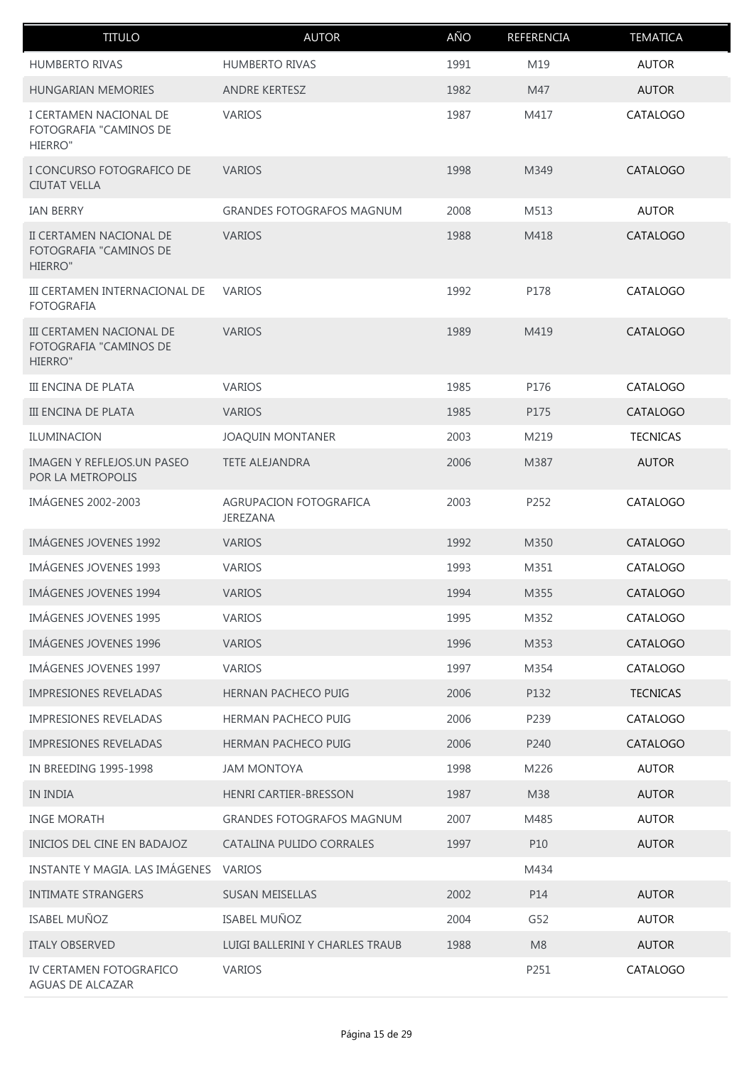| TITULO | AUTOR | AÑO | REFERENCIA | TEMATICA |
|---|---|---|---|---|
| HUMBERTO RIVAS | HUMBERTO RIVAS | 1991 | M19 | AUTOR |
| HUNGARIAN MEMORIES | ANDRE KERTESZ | 1982 | M47 | AUTOR |
| I CERTAMEN NACIONAL DE FOTOGRAFIA "CAMINOS DE HIERRO" | VARIOS | 1987 | M417 | CATALOGO |
| I CONCURSO FOTOGRAFICO DE CIUTAT VELLA | VARIOS | 1998 | M349 | CATALOGO |
| IAN BERRY | GRANDES FOTOGRAFOS MAGNUM | 2008 | M513 | AUTOR |
| II CERTAMEN NACIONAL DE FOTOGRAFIA "CAMINOS DE HIERRO" | VARIOS | 1988 | M418 | CATALOGO |
| III CERTAMEN INTERNACIONAL DE FOTOGRAFIA | VARIOS | 1992 | P178 | CATALOGO |
| III CERTAMEN NACIONAL DE FOTOGRAFIA "CAMINOS DE HIERRO" | VARIOS | 1989 | M419 | CATALOGO |
| III ENCINA DE PLATA | VARIOS | 1985 | P176 | CATALOGO |
| III ENCINA DE PLATA | VARIOS | 1985 | P175 | CATALOGO |
| ILUMINACION | JOAQUIN MONTANER | 2003 | M219 | TECNICAS |
| IMAGEN Y REFLEJOS.UN PASEO POR LA METROPOLIS | TETE ALEJANDRA | 2006 | M387 | AUTOR |
| IMÁGENES 2002-2003 | AGRUPACION FOTOGRAFICA JEREZANA | 2003 | P252 | CATALOGO |
| IMÁGENES JOVENES 1992 | VARIOS | 1992 | M350 | CATALOGO |
| IMÁGENES JOVENES 1993 | VARIOS | 1993 | M351 | CATALOGO |
| IMÁGENES JOVENES 1994 | VARIOS | 1994 | M355 | CATALOGO |
| IMÁGENES JOVENES 1995 | VARIOS | 1995 | M352 | CATALOGO |
| IMÁGENES JOVENES 1996 | VARIOS | 1996 | M353 | CATALOGO |
| IMÁGENES JOVENES 1997 | VARIOS | 1997 | M354 | CATALOGO |
| IMPRESIONES REVELADAS | HERNAN PACHECO PUIG | 2006 | P132 | TECNICAS |
| IMPRESIONES REVELADAS | HERMAN PACHECO PUIG | 2006 | P239 | CATALOGO |
| IMPRESIONES REVELADAS | HERMAN PACHECO PUIG | 2006 | P240 | CATALOGO |
| IN BREEDING 1995-1998 | JAM MONTOYA | 1998 | M226 | AUTOR |
| IN INDIA | HENRI CARTIER-BRESSON | 1987 | M38 | AUTOR |
| INGE MORATH | GRANDES FOTOGRAFOS MAGNUM | 2007 | M485 | AUTOR |
| INICIOS DEL CINE EN BADAJOZ | CATALINA PULIDO CORRALES | 1997 | P10 | AUTOR |
| INSTANTE Y MAGIA. LAS IMÁGENES | VARIOS | | M434 | |
| INTIMATE STRANGERS | SUSAN MEISELLAS | 2002 | P14 | AUTOR |
| ISABEL MUÑOZ | ISABEL MUÑOZ | 2004 | G52 | AUTOR |
| ITALY OBSERVED | LUIGI BALLERINI Y CHARLES TRAUB | 1988 | M8 | AUTOR |
| IV CERTAMEN FOTOGRAFICO AGUAS DE ALCAZAR | VARIOS | | P251 | CATALOGO |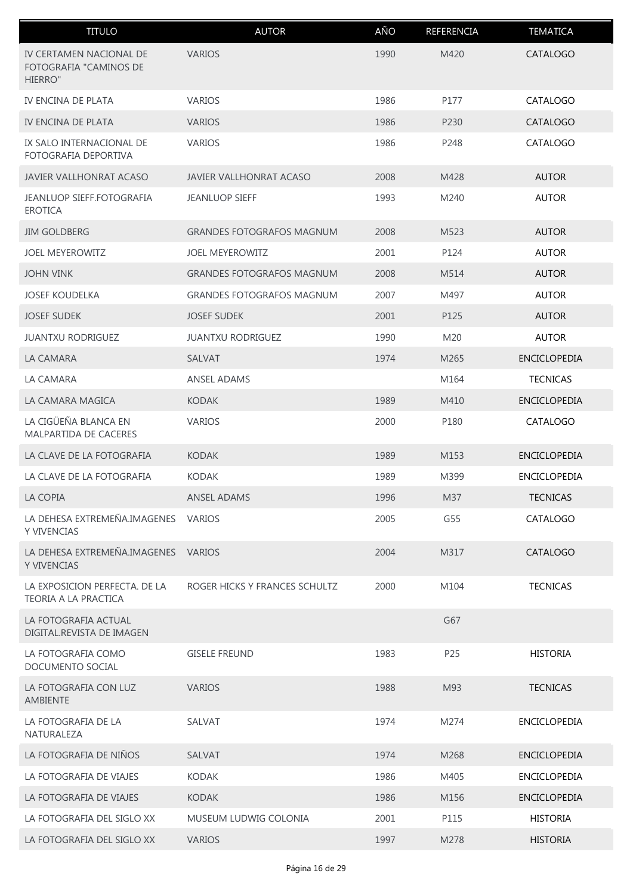| TITULO | AUTOR | AÑO | REFERENCIA | TEMATICA |
|---|---|---|---|---|
| IV CERTAMEN NACIONAL DE FOTOGRAFIA "CAMINOS DE HIERRO" | VARIOS | 1990 | M420 | CATALOGO |
| IV ENCINA DE PLATA | VARIOS | 1986 | P177 | CATALOGO |
| IV ENCINA DE PLATA | VARIOS | 1986 | P230 | CATALOGO |
| IX SALO INTERNACIONAL DE FOTOGRAFIA DEPORTIVA | VARIOS | 1986 | P248 | CATALOGO |
| JAVIER VALLHONRAT ACASO | JAVIER VALLHONRAT ACASO | 2008 | M428 | AUTOR |
| JEANLUOP SIEFF.FOTOGRAFIA EROTICA | JEANLUOP SIEFF | 1993 | M240 | AUTOR |
| JIM GOLDBERG | GRANDES FOTOGRAFOS MAGNUM | 2008 | M523 | AUTOR |
| JOEL MEYEROWITZ | JOEL MEYEROWITZ | 2001 | P124 | AUTOR |
| JOHN VINK | GRANDES FOTOGRAFOS MAGNUM | 2008 | M514 | AUTOR |
| JOSEF KOUDELKA | GRANDES FOTOGRAFOS MAGNUM | 2007 | M497 | AUTOR |
| JOSEF SUDEK | JOSEF SUDEK | 2001 | P125 | AUTOR |
| JUANTXU RODRIGUEZ | JUANTXU RODRIGUEZ | 1990 | M20 | AUTOR |
| LA CAMARA | SALVAT | 1974 | M265 | ENCICLOPEDIA |
| LA CAMARA | ANSEL ADAMS | | M164 | TECNICAS |
| LA CAMARA MAGICA | KODAK | 1989 | M410 | ENCICLOPEDIA |
| LA CIGÜEÑA BLANCA EN MALPARTIDA DE CACERES | VARIOS | 2000 | P180 | CATALOGO |
| LA CLAVE DE LA FOTOGRAFIA | KODAK | 1989 | M153 | ENCICLOPEDIA |
| LA CLAVE DE LA FOTOGRAFIA | KODAK | 1989 | M399 | ENCICLOPEDIA |
| LA COPIA | ANSEL ADAMS | 1996 | M37 | TECNICAS |
| LA DEHESA EXTREMEÑA.IMAGENES Y VIVENCIAS | VARIOS | 2005 | G55 | CATALOGO |
| LA DEHESA EXTREMEÑA.IMAGENES Y VIVENCIAS | VARIOS | 2004 | M317 | CATALOGO |
| LA EXPOSICION PERFECTA. DE LA TEORIA A LA PRACTICA | ROGER HICKS Y FRANCES SCHULTZ | 2000 | M104 | TECNICAS |
| LA FOTOGRAFIA ACTUAL DIGITAL.REVISTA DE IMAGEN | | | G67 | |
| LA FOTOGRAFIA COMO DOCUMENTO SOCIAL | GISELE FREUND | 1983 | P25 | HISTORIA |
| LA FOTOGRAFIA CON LUZ AMBIENTE | VARIOS | 1988 | M93 | TECNICAS |
| LA FOTOGRAFIA DE LA NATURALEZA | SALVAT | 1974 | M274 | ENCICLOPEDIA |
| LA FOTOGRAFIA DE NIÑOS | SALVAT | 1974 | M268 | ENCICLOPEDIA |
| LA FOTOGRAFIA DE VIAJES | KODAK | 1986 | M405 | ENCICLOPEDIA |
| LA FOTOGRAFIA DE VIAJES | KODAK | 1986 | M156 | ENCICLOPEDIA |
| LA FOTOGRAFIA DEL SIGLO XX | MUSEUM LUDWIG COLONIA | 2001 | P115 | HISTORIA |
| LA FOTOGRAFIA DEL SIGLO XX | VARIOS | 1997 | M278 | HISTORIA |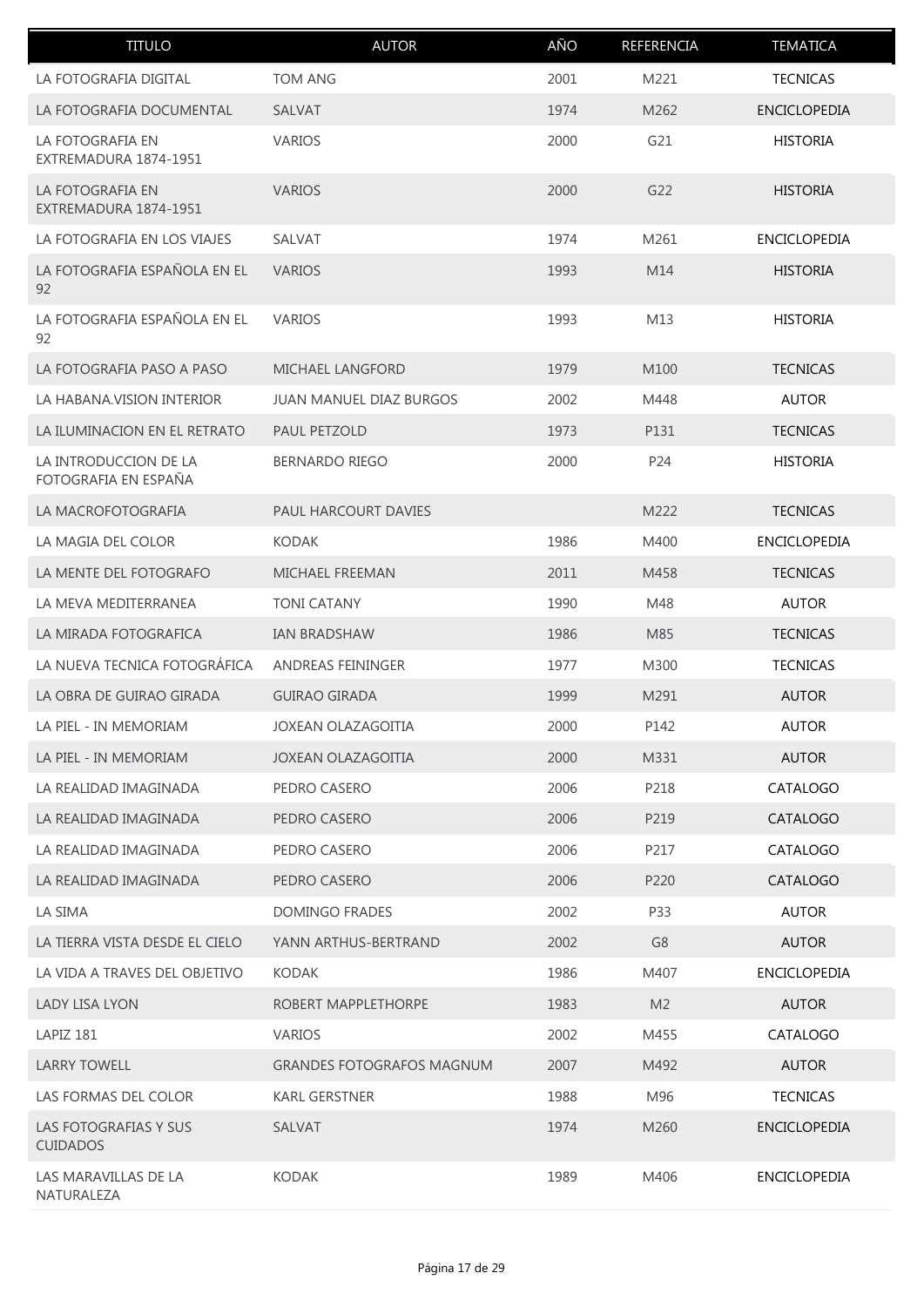| TITULO | AUTOR | AÑO | REFERENCIA | TEMATICA |
|---|---|---|---|---|
| LA FOTOGRAFIA DIGITAL | TOM ANG | 2001 | M221 | TECNICAS |
| LA FOTOGRAFIA DOCUMENTAL | SALVAT | 1974 | M262 | ENCICLOPEDIA |
| LA FOTOGRAFIA EN EXTREMADURA 1874-1951 | VARIOS | 2000 | G21 | HISTORIA |
| LA FOTOGRAFIA EN EXTREMADURA 1874-1951 | VARIOS | 2000 | G22 | HISTORIA |
| LA FOTOGRAFIA EN LOS VIAJES | SALVAT | 1974 | M261 | ENCICLOPEDIA |
| LA FOTOGRAFIA ESPAÑOLA EN EL 92 | VARIOS | 1993 | M14 | HISTORIA |
| LA FOTOGRAFIA ESPAÑOLA EN EL 92 | VARIOS | 1993 | M13 | HISTORIA |
| LA FOTOGRAFIA PASO A PASO | MICHAEL LANGFORD | 1979 | M100 | TECNICAS |
| LA HABANA.VISION INTERIOR | JUAN MANUEL DIAZ BURGOS | 2002 | M448 | AUTOR |
| LA ILUMINACION EN EL RETRATO | PAUL PETZOLD | 1973 | P131 | TECNICAS |
| LA INTRODUCCION DE LA FOTOGRAFIA EN ESPAÑA | BERNARDO RIEGO | 2000 | P24 | HISTORIA |
| LA MACROFOTOGRAFIA | PAUL HARCOURT DAVIES | | M222 | TECNICAS |
| LA MAGIA DEL COLOR | KODAK | 1986 | M400 | ENCICLOPEDIA |
| LA MENTE DEL FOTOGRAFO | MICHAEL FREEMAN | 2011 | M458 | TECNICAS |
| LA MEVA MEDITERRANEA | TONI CATANY | 1990 | M48 | AUTOR |
| LA MIRADA FOTOGRAFICA | IAN BRADSHAW | 1986 | M85 | TECNICAS |
| LA NUEVA TECNICA FOTOGRÁFICA | ANDREAS FEININGER | 1977 | M300 | TECNICAS |
| LA OBRA DE GUIRAO GIRADA | GUIRAO GIRADA | 1999 | M291 | AUTOR |
| LA PIEL - IN MEMORIAM | JOXEAN OLAZAGOITIA | 2000 | P142 | AUTOR |
| LA PIEL - IN MEMORIAM | JOXEAN OLAZAGOITIA | 2000 | M331 | AUTOR |
| LA REALIDAD IMAGINADA | PEDRO CASERO | 2006 | P218 | CATALOGO |
| LA REALIDAD IMAGINADA | PEDRO CASERO | 2006 | P219 | CATALOGO |
| LA REALIDAD IMAGINADA | PEDRO CASERO | 2006 | P217 | CATALOGO |
| LA REALIDAD IMAGINADA | PEDRO CASERO | 2006 | P220 | CATALOGO |
| LA SIMA | DOMINGO FRADES | 2002 | P33 | AUTOR |
| LA TIERRA VISTA DESDE EL CIELO | YANN ARTHUS-BERTRAND | 2002 | G8 | AUTOR |
| LA VIDA A TRAVES DEL OBJETIVO | KODAK | 1986 | M407 | ENCICLOPEDIA |
| LADY LISA LYON | ROBERT MAPPLETHORPE | 1983 | M2 | AUTOR |
| LAPIZ 181 | VARIOS | 2002 | M455 | CATALOGO |
| LARRY TOWELL | GRANDES FOTOGRAFOS MAGNUM | 2007 | M492 | AUTOR |
| LAS FORMAS DEL COLOR | KARL GERSTNER | 1988 | M96 | TECNICAS |
| LAS FOTOGRAFIAS Y SUS CUIDADOS | SALVAT | 1974 | M260 | ENCICLOPEDIA |
| LAS MARAVILLAS DE LA NATURALEZA | KODAK | 1989 | M406 | ENCICLOPEDIA |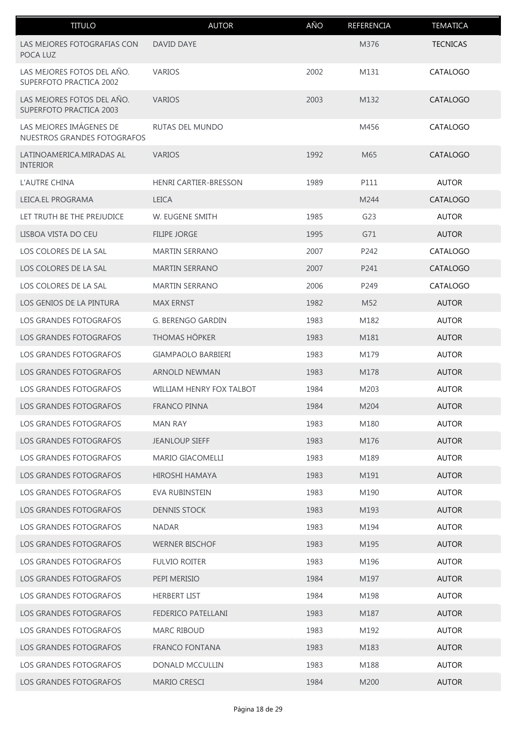| TITULO | AUTOR | AÑO | REFERENCIA | TEMATICA |
| --- | --- | --- | --- | --- |
| LAS MEJORES FOTOGRAFIAS CON POCA LUZ | DAVID DAYE | | M376 | TECNICAS |
| LAS MEJORES FOTOS DEL AÑO. SUPERFOTO PRACTICA 2002 | VARIOS | 2002 | M131 | CATALOGO |
| LAS MEJORES FOTOS DEL AÑO. SUPERFOTO PRACTICA 2003 | VARIOS | 2003 | M132 | CATALOGO |
| LAS MEJORES IMÁGENES DE NUESTROS GRANDES FOTOGRAFOS | RUTAS DEL MUNDO | | M456 | CATALOGO |
| LATINOAMERICA.MIRADAS AL INTERIOR | VARIOS | 1992 | M65 | CATALOGO |
| L'AUTRE CHINA | HENRI CARTIER-BRESSON | 1989 | P111 | AUTOR |
| LEICA.EL PROGRAMA | LEICA | | M244 | CATALOGO |
| LET TRUTH BE THE PREJUDICE | W. EUGENE SMITH | 1985 | G23 | AUTOR |
| LISBOA VISTA DO CEU | FILIPE JORGE | 1995 | G71 | AUTOR |
| LOS COLORES DE LA SAL | MARTIN SERRANO | 2007 | P242 | CATALOGO |
| LOS COLORES DE LA SAL | MARTIN SERRANO | 2007 | P241 | CATALOGO |
| LOS COLORES DE LA SAL | MARTIN SERRANO | 2006 | P249 | CATALOGO |
| LOS GENIOS DE LA PINTURA | MAX ERNST | 1982 | M52 | AUTOR |
| LOS GRANDES FOTOGRAFOS | G. BERENGO GARDIN | 1983 | M182 | AUTOR |
| LOS GRANDES FOTOGRAFOS | THOMAS HÖPKER | 1983 | M181 | AUTOR |
| LOS GRANDES FOTOGRAFOS | GIAMPAOLO BARBIERI | 1983 | M179 | AUTOR |
| LOS GRANDES FOTOGRAFOS | ARNOLD NEWMAN | 1983 | M178 | AUTOR |
| LOS GRANDES FOTOGRAFOS | WILLIAM HENRY FOX TALBOT | 1984 | M203 | AUTOR |
| LOS GRANDES FOTOGRAFOS | FRANCO PINNA | 1984 | M204 | AUTOR |
| LOS GRANDES FOTOGRAFOS | MAN RAY | 1983 | M180 | AUTOR |
| LOS GRANDES FOTOGRAFOS | JEANLOUP SIEFF | 1983 | M176 | AUTOR |
| LOS GRANDES FOTOGRAFOS | MARIO GIACOMELLI | 1983 | M189 | AUTOR |
| LOS GRANDES FOTOGRAFOS | HIROSHI HAMAYA | 1983 | M191 | AUTOR |
| LOS GRANDES FOTOGRAFOS | EVA RUBINSTEIN | 1983 | M190 | AUTOR |
| LOS GRANDES FOTOGRAFOS | DENNIS STOCK | 1983 | M193 | AUTOR |
| LOS GRANDES FOTOGRAFOS | NADAR | 1983 | M194 | AUTOR |
| LOS GRANDES FOTOGRAFOS | WERNER BISCHOF | 1983 | M195 | AUTOR |
| LOS GRANDES FOTOGRAFOS | FULVIO ROITER | 1983 | M196 | AUTOR |
| LOS GRANDES FOTOGRAFOS | PEPI MERISIO | 1984 | M197 | AUTOR |
| LOS GRANDES FOTOGRAFOS | HERBERT LIST | 1984 | M198 | AUTOR |
| LOS GRANDES FOTOGRAFOS | FEDERICO PATELLANI | 1983 | M187 | AUTOR |
| LOS GRANDES FOTOGRAFOS | MARC RIBOUD | 1983 | M192 | AUTOR |
| LOS GRANDES FOTOGRAFOS | FRANCO FONTANA | 1983 | M183 | AUTOR |
| LOS GRANDES FOTOGRAFOS | DONALD MCCULLIN | 1983 | M188 | AUTOR |
| LOS GRANDES FOTOGRAFOS | MARIO CRESCI | 1984 | M200 | AUTOR |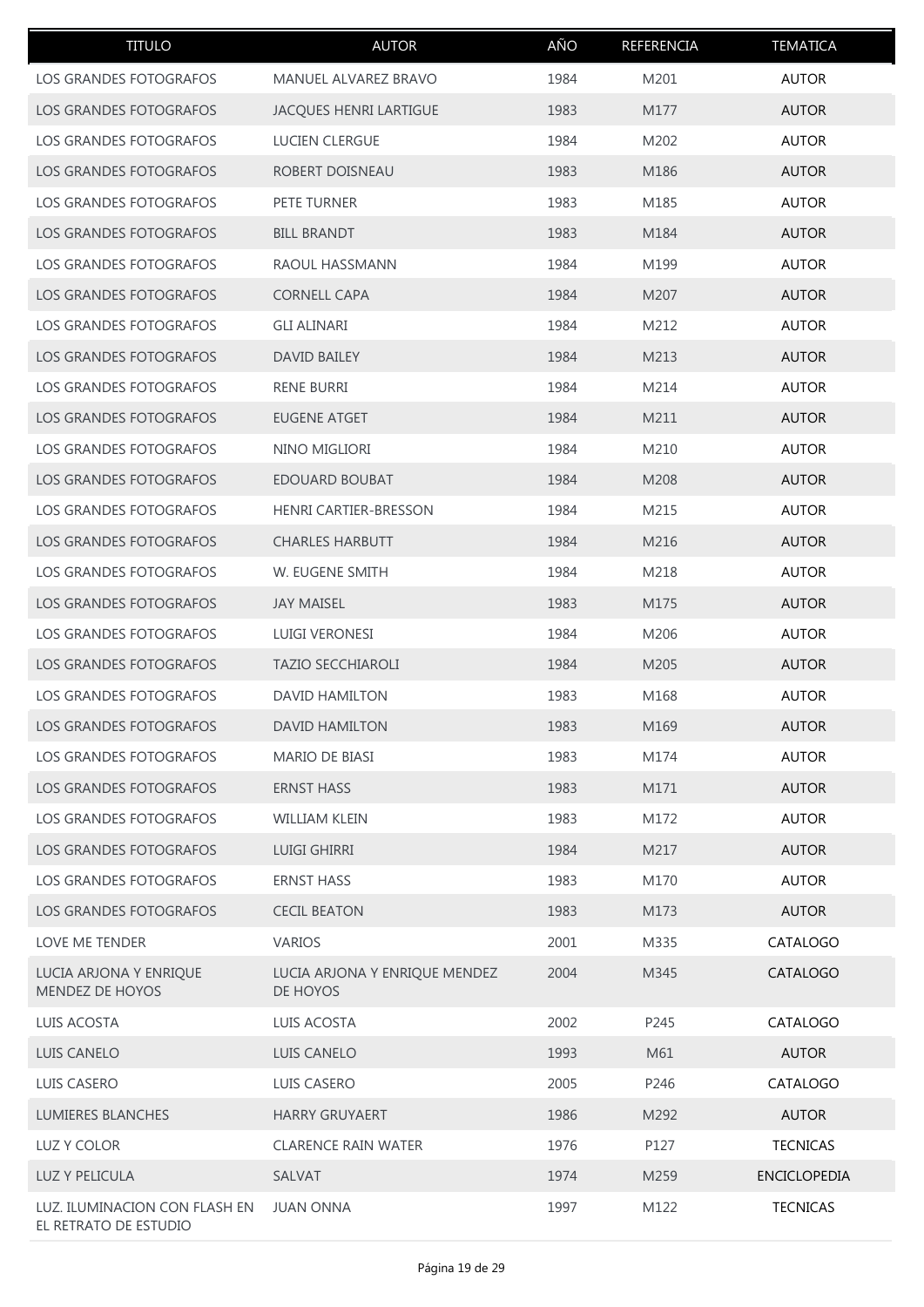| TITULO | AUTOR | AÑO | REFERENCIA | TEMATICA |
|---|---|---|---|---|
| LOS GRANDES FOTOGRAFOS | MANUEL ALVAREZ BRAVO | 1984 | M201 | AUTOR |
| LOS GRANDES FOTOGRAFOS | JACQUES HENRI LARTIGUE | 1983 | M177 | AUTOR |
| LOS GRANDES FOTOGRAFOS | LUCIEN CLERGUE | 1984 | M202 | AUTOR |
| LOS GRANDES FOTOGRAFOS | ROBERT DOISNEAU | 1983 | M186 | AUTOR |
| LOS GRANDES FOTOGRAFOS | PETE TURNER | 1983 | M185 | AUTOR |
| LOS GRANDES FOTOGRAFOS | BILL BRANDT | 1983 | M184 | AUTOR |
| LOS GRANDES FOTOGRAFOS | RAOUL HASSMANN | 1984 | M199 | AUTOR |
| LOS GRANDES FOTOGRAFOS | CORNELL CAPA | 1984 | M207 | AUTOR |
| LOS GRANDES FOTOGRAFOS | GLI ALINARI | 1984 | M212 | AUTOR |
| LOS GRANDES FOTOGRAFOS | DAVID BAILEY | 1984 | M213 | AUTOR |
| LOS GRANDES FOTOGRAFOS | RENE BURRI | 1984 | M214 | AUTOR |
| LOS GRANDES FOTOGRAFOS | EUGENE ATGET | 1984 | M211 | AUTOR |
| LOS GRANDES FOTOGRAFOS | NINO MIGLIORI | 1984 | M210 | AUTOR |
| LOS GRANDES FOTOGRAFOS | EDOUARD BOUBAT | 1984 | M208 | AUTOR |
| LOS GRANDES FOTOGRAFOS | HENRI CARTIER-BRESSON | 1984 | M215 | AUTOR |
| LOS GRANDES FOTOGRAFOS | CHARLES HARBUTT | 1984 | M216 | AUTOR |
| LOS GRANDES FOTOGRAFOS | W. EUGENE SMITH | 1984 | M218 | AUTOR |
| LOS GRANDES FOTOGRAFOS | JAY MAISEL | 1983 | M175 | AUTOR |
| LOS GRANDES FOTOGRAFOS | LUIGI VERONESI | 1984 | M206 | AUTOR |
| LOS GRANDES FOTOGRAFOS | TAZIO SECCHIAROLI | 1984 | M205 | AUTOR |
| LOS GRANDES FOTOGRAFOS | DAVID HAMILTON | 1983 | M168 | AUTOR |
| LOS GRANDES FOTOGRAFOS | DAVID HAMILTON | 1983 | M169 | AUTOR |
| LOS GRANDES FOTOGRAFOS | MARIO DE BIASI | 1983 | M174 | AUTOR |
| LOS GRANDES FOTOGRAFOS | ERNST HASS | 1983 | M171 | AUTOR |
| LOS GRANDES FOTOGRAFOS | WILLIAM KLEIN | 1983 | M172 | AUTOR |
| LOS GRANDES FOTOGRAFOS | LUIGI GHIRRI | 1984 | M217 | AUTOR |
| LOS GRANDES FOTOGRAFOS | ERNST HASS | 1983 | M170 | AUTOR |
| LOS GRANDES FOTOGRAFOS | CECIL BEATON | 1983 | M173 | AUTOR |
| LOVE ME TENDER | VARIOS | 2001 | M335 | CATALOGO |
| LUCIA ARJONA Y ENRIQUE MENDEZ DE HOYOS | LUCIA ARJONA Y ENRIQUE MENDEZ DE HOYOS | 2004 | M345 | CATALOGO |
| LUIS ACOSTA | LUIS ACOSTA | 2002 | P245 | CATALOGO |
| LUIS CANELO | LUIS CANELO | 1993 | M61 | AUTOR |
| LUIS CASERO | LUIS CASERO | 2005 | P246 | CATALOGO |
| LUMIERES BLANCHES | HARRY GRUYAERT | 1986 | M292 | AUTOR |
| LUZ Y COLOR | CLARENCE RAIN WATER | 1976 | P127 | TECNICAS |
| LUZ Y PELICULA | SALVAT | 1974 | M259 | ENCICLOPEDIA |
| LUZ. ILUMINACION CON FLASH EN EL RETRATO DE ESTUDIO | JUAN ONNA | 1997 | M122 | TECNICAS |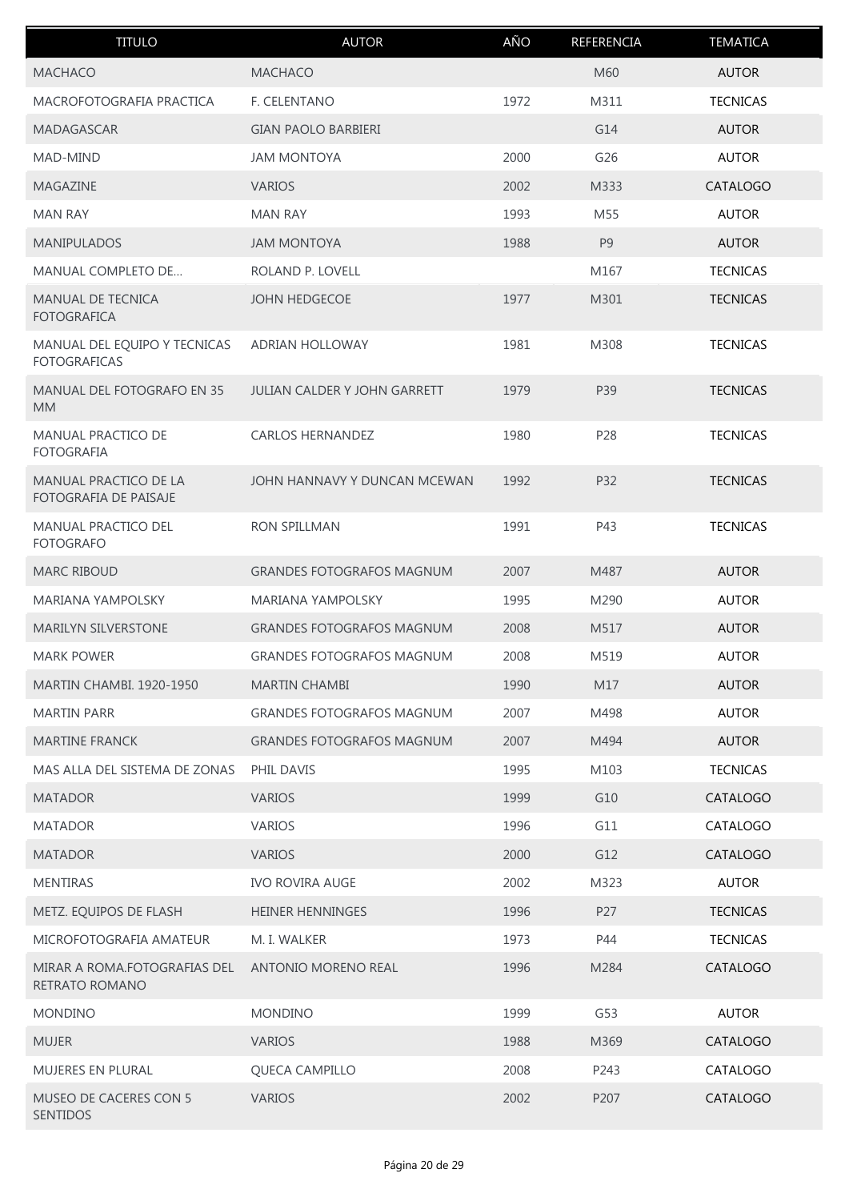| TITULO | AUTOR | AÑO | REFERENCIA | TEMATICA |
|---|---|---|---|---|
| MACHACO | MACHACO | | M60 | AUTOR |
| MACROFOTOGRAFIA PRACTICA | F. CELENTANO | 1972 | M311 | TECNICAS |
| MADAGASCAR | GIAN PAOLO BARBIERI | | G14 | AUTOR |
| MAD-MIND | JAM MONTOYA | 2000 | G26 | AUTOR |
| MAGAZINE | VARIOS | 2002 | M333 | CATALOGO |
| MAN RAY | MAN RAY | 1993 | M55 | AUTOR |
| MANIPULADOS | JAM MONTOYA | 1988 | P9 | AUTOR |
| MANUAL COMPLETO DE... | ROLAND P. LOVELL | | M167 | TECNICAS |
| MANUAL DE TECNICA FOTOGRAFICA | JOHN HEDGECOE | 1977 | M301 | TECNICAS |
| MANUAL DEL EQUIPO Y TECNICAS FOTOGRAFICAS | ADRIAN HOLLOWAY | 1981 | M308 | TECNICAS |
| MANUAL DEL FOTOGRAFO EN 35 MM | JULIAN CALDER Y JOHN GARRETT | 1979 | P39 | TECNICAS |
| MANUAL PRACTICO DE FOTOGRAFIA | CARLOS HERNANDEZ | 1980 | P28 | TECNICAS |
| MANUAL PRACTICO DE LA FOTOGRAFIA DE PAISAJE | JOHN HANNAVY Y DUNCAN MCEWAN | 1992 | P32 | TECNICAS |
| MANUAL PRACTICO DEL FOTOGRAFO | RON SPILLMAN | 1991 | P43 | TECNICAS |
| MARC RIBOUD | GRANDES FOTOGRAFOS MAGNUM | 2007 | M487 | AUTOR |
| MARIANA YAMPOLSKY | MARIANA YAMPOLSKY | 1995 | M290 | AUTOR |
| MARILYN SILVERSTONE | GRANDES FOTOGRAFOS MAGNUM | 2008 | M517 | AUTOR |
| MARK POWER | GRANDES FOTOGRAFOS MAGNUM | 2008 | M519 | AUTOR |
| MARTIN CHAMBI. 1920-1950 | MARTIN CHAMBI | 1990 | M17 | AUTOR |
| MARTIN PARR | GRANDES FOTOGRAFOS MAGNUM | 2007 | M498 | AUTOR |
| MARTINE FRANCK | GRANDES FOTOGRAFOS MAGNUM | 2007 | M494 | AUTOR |
| MAS ALLA DEL SISTEMA DE ZONAS | PHIL DAVIS | 1995 | M103 | TECNICAS |
| MATADOR | VARIOS | 1999 | G10 | CATALOGO |
| MATADOR | VARIOS | 1996 | G11 | CATALOGO |
| MATADOR | VARIOS | 2000 | G12 | CATALOGO |
| MENTIRAS | IVO ROVIRA AUGE | 2002 | M323 | AUTOR |
| METZ. EQUIPOS DE FLASH | HEINER HENNINGES | 1996 | P27 | TECNICAS |
| MICROFOTOGRAFIA AMATEUR | M. I. WALKER | 1973 | P44 | TECNICAS |
| MIRAR A ROMA.FOTOGRAFIAS DEL RETRATO ROMANO | ANTONIO MORENO REAL | 1996 | M284 | CATALOGO |
| MONDINO | MONDINO | 1999 | G53 | AUTOR |
| MUJER | VARIOS | 1988 | M369 | CATALOGO |
| MUJERES EN PLURAL | QUECA CAMPILLO | 2008 | P243 | CATALOGO |
| MUSEO DE CACERES CON 5 SENTIDOS | VARIOS | 2002 | P207 | CATALOGO |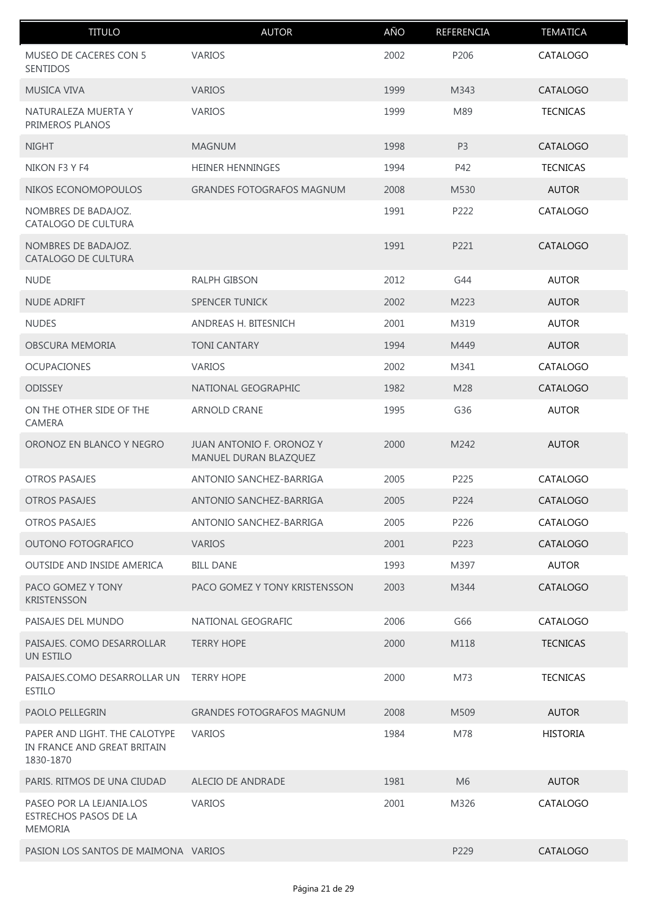| TITULO | AUTOR | AÑO | REFERENCIA | TEMATICA |
| --- | --- | --- | --- | --- |
| MUSEO DE CACERES CON 5 SENTIDOS | VARIOS | 2002 | P206 | CATALOGO |
| MUSICA VIVA | VARIOS | 1999 | M343 | CATALOGO |
| NATURALEZA MUERTA Y PRIMEROS PLANOS | VARIOS | 1999 | M89 | TECNICAS |
| NIGHT | MAGNUM | 1998 | P3 | CATALOGO |
| NIKON F3 Y F4 | HEINER HENNINGES | 1994 | P42 | TECNICAS |
| NIKOS ECONOMOPOULOS | GRANDES FOTOGRAFOS MAGNUM | 2008 | M530 | AUTOR |
| NOMBRES DE BADAJOZ. CATALOGO DE CULTURA | | 1991 | P222 | CATALOGO |
| NOMBRES DE BADAJOZ. CATALOGO DE CULTURA | | 1991 | P221 | CATALOGO |
| NUDE | RALPH GIBSON | 2012 | G44 | AUTOR |
| NUDE ADRIFT | SPENCER TUNICK | 2002 | M223 | AUTOR |
| NUDES | ANDREAS H. BITESNICH | 2001 | M319 | AUTOR |
| OBSCURA MEMORIA | TONI CANTARY | 1994 | M449 | AUTOR |
| OCUPACIONES | VARIOS | 2002 | M341 | CATALOGO |
| ODISSEY | NATIONAL GEOGRAPHIC | 1982 | M28 | CATALOGO |
| ON THE OTHER SIDE OF THE CAMERA | ARNOLD CRANE | 1995 | G36 | AUTOR |
| ORONOZ EN BLANCO Y NEGRO | JUAN ANTONIO F. ORONOZ Y MANUEL DURAN BLAZQUEZ | 2000 | M242 | AUTOR |
| OTROS PASAJES | ANTONIO SANCHEZ-BARRIGA | 2005 | P225 | CATALOGO |
| OTROS PASAJES | ANTONIO SANCHEZ-BARRIGA | 2005 | P224 | CATALOGO |
| OTROS PASAJES | ANTONIO SANCHEZ-BARRIGA | 2005 | P226 | CATALOGO |
| OUTONO FOTOGRAFICO | VARIOS | 2001 | P223 | CATALOGO |
| OUTSIDE AND INSIDE AMERICA | BILL DANE | 1993 | M397 | AUTOR |
| PACO GOMEZ Y TONY KRISTENSSON | PACO GOMEZ Y TONY KRISTENSSON | 2003 | M344 | CATALOGO |
| PAISAJES DEL MUNDO | NATIONAL GEOGRAFIC | 2006 | G66 | CATALOGO |
| PAISAJES. COMO DESARROLLAR UN ESTILO | TERRY HOPE | 2000 | M118 | TECNICAS |
| PAISAJES.COMO DESARROLLAR UN ESTILO | TERRY HOPE | 2000 | M73 | TECNICAS |
| PAOLO PELLEGRIN | GRANDES FOTOGRAFOS MAGNUM | 2008 | M509 | AUTOR |
| PAPER AND LIGHT. THE CALOTYPE IN FRANCE AND GREAT BRITAIN 1830-1870 | VARIOS | 1984 | M78 | HISTORIA |
| PARIS. RITMOS DE UNA CIUDAD | ALECIO DE ANDRADE | 1981 | M6 | AUTOR |
| PASEO POR LA LEJANIA.LOS ESTRECHOS PASOS DE LA MEMORIA | VARIOS | 2001 | M326 | CATALOGO |
| PASION LOS SANTOS DE MAIMONA | VARIOS | | P229 | CATALOGO |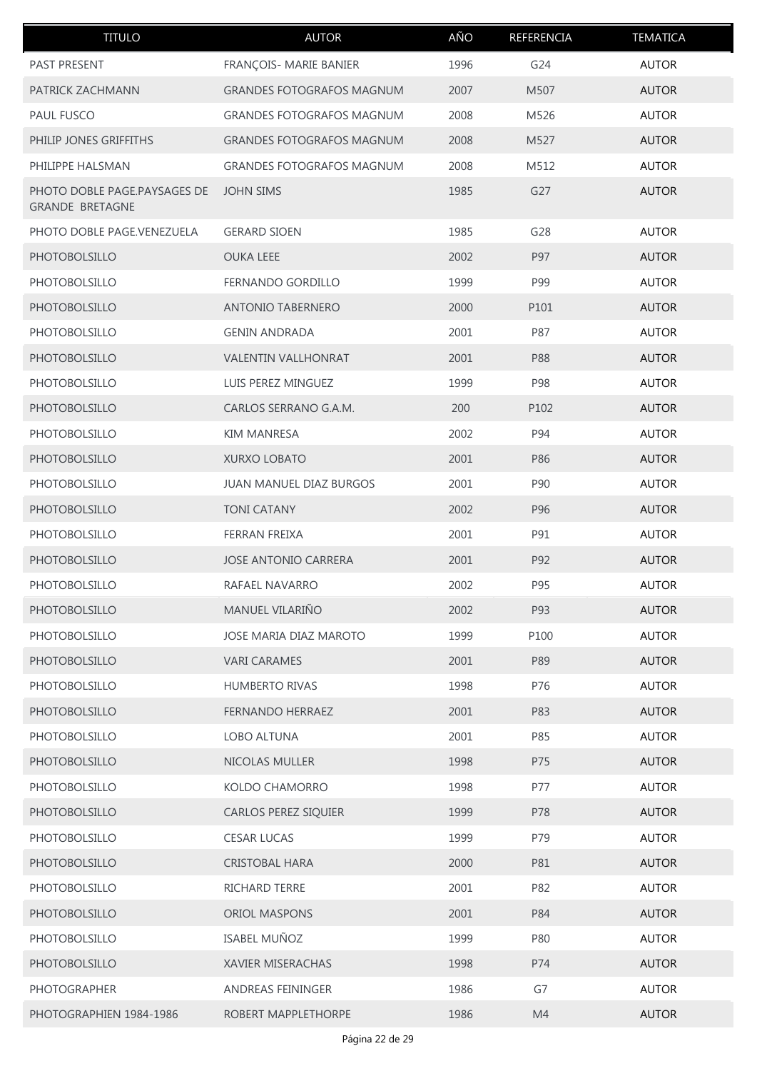| TITULO | AUTOR | AÑO | REFERENCIA | TEMATICA |
|---|---|---|---|---|
| PAST PRESENT | FRANÇOIS- MARIE BANIER | 1996 | G24 | AUTOR |
| PATRICK ZACHMANN | GRANDES FOTOGRAFOS MAGNUM | 2007 | M507 | AUTOR |
| PAUL FUSCO | GRANDES FOTOGRAFOS MAGNUM | 2008 | M526 | AUTOR |
| PHILIP JONES GRIFFITHS | GRANDES FOTOGRAFOS MAGNUM | 2008 | M527 | AUTOR |
| PHILIPPE HALSMAN | GRANDES FOTOGRAFOS MAGNUM | 2008 | M512 | AUTOR |
| PHOTO DOBLE PAGE.PAYSAGES DE GRANDE BRETAGNE | JOHN SIMS | 1985 | G27 | AUTOR |
| PHOTO DOBLE PAGE.VENEZUELA | GERARD SIOEN | 1985 | G28 | AUTOR |
| PHOTOBOLSILLO | OUKA LEEE | 2002 | P97 | AUTOR |
| PHOTOBOLSILLO | FERNANDO GORDILLO | 1999 | P99 | AUTOR |
| PHOTOBOLSILLO | ANTONIO TABERNERO | 2000 | P101 | AUTOR |
| PHOTOBOLSILLO | GENIN ANDRADA | 2001 | P87 | AUTOR |
| PHOTOBOLSILLO | VALENTIN VALLHONRAT | 2001 | P88 | AUTOR |
| PHOTOBOLSILLO | LUIS PEREZ MINGUEZ | 1999 | P98 | AUTOR |
| PHOTOBOLSILLO | CARLOS SERRANO G.A.M. | 200 | P102 | AUTOR |
| PHOTOBOLSILLO | KIM MANRESA | 2002 | P94 | AUTOR |
| PHOTOBOLSILLO | XURXO LOBATO | 2001 | P86 | AUTOR |
| PHOTOBOLSILLO | JUAN MANUEL DIAZ BURGOS | 2001 | P90 | AUTOR |
| PHOTOBOLSILLO | TONI CATANY | 2002 | P96 | AUTOR |
| PHOTOBOLSILLO | FERRAN FREIXA | 2001 | P91 | AUTOR |
| PHOTOBOLSILLO | JOSE ANTONIO CARRERA | 2001 | P92 | AUTOR |
| PHOTOBOLSILLO | RAFAEL NAVARRO | 2002 | P95 | AUTOR |
| PHOTOBOLSILLO | MANUEL VILARIÑO | 2002 | P93 | AUTOR |
| PHOTOBOLSILLO | JOSE MARIA DIAZ MAROTO | 1999 | P100 | AUTOR |
| PHOTOBOLSILLO | VARI CARAMES | 2001 | P89 | AUTOR |
| PHOTOBOLSILLO | HUMBERTO RIVAS | 1998 | P76 | AUTOR |
| PHOTOBOLSILLO | FERNANDO HERRAEZ | 2001 | P83 | AUTOR |
| PHOTOBOLSILLO | LOBO ALTUNA | 2001 | P85 | AUTOR |
| PHOTOBOLSILLO | NICOLAS MULLER | 1998 | P75 | AUTOR |
| PHOTOBOLSILLO | KOLDO CHAMORRO | 1998 | P77 | AUTOR |
| PHOTOBOLSILLO | CARLOS PEREZ SIQUIER | 1999 | P78 | AUTOR |
| PHOTOBOLSILLO | CESAR LUCAS | 1999 | P79 | AUTOR |
| PHOTOBOLSILLO | CRISTOBAL HARA | 2000 | P81 | AUTOR |
| PHOTOBOLSILLO | RICHARD TERRE | 2001 | P82 | AUTOR |
| PHOTOBOLSILLO | ORIOL MASPONS | 2001 | P84 | AUTOR |
| PHOTOBOLSILLO | ISABEL MUÑOZ | 1999 | P80 | AUTOR |
| PHOTOBOLSILLO | XAVIER MISERACHAS | 1998 | P74 | AUTOR |
| PHOTOGRAPHER | ANDREAS FEININGER | 1986 | G7 | AUTOR |
| PHOTOGRAPHIEN 1984-1986 | ROBERT MAPPLETHORPE | 1986 | M4 | AUTOR |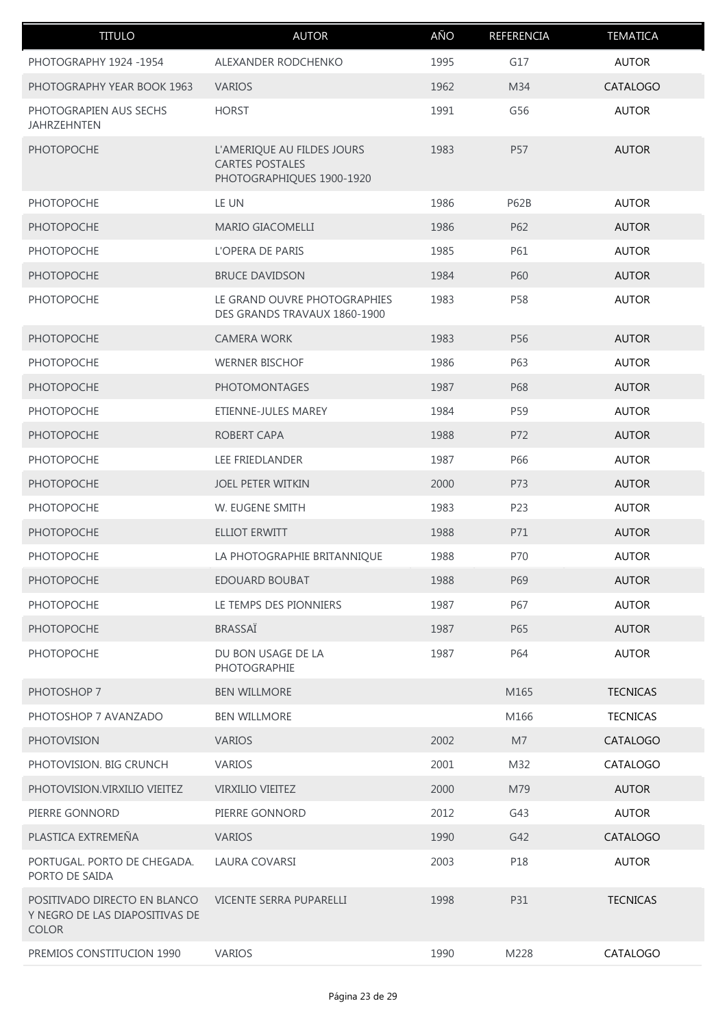| TITULO | AUTOR | AÑO | REFERENCIA | TEMATICA |
| --- | --- | --- | --- | --- |
| PHOTOGRAPHY 1924 -1954 | ALEXANDER RODCHENKO | 1995 | G17 | AUTOR |
| PHOTOGRAPHY YEAR BOOK 1963 | VARIOS | 1962 | M34 | CATALOGO |
| PHOTOGRAPIEN AUS SECHS JAHRZEHNTEN | HORST | 1991 | G56 | AUTOR |
| PHOTOPOCHE | L'AMERIQUE AU FILDES JOURS CARTES POSTALES PHOTOGRAPHIQUES 1900-1920 | 1983 | P57 | AUTOR |
| PHOTOPOCHE | LE UN | 1986 | P62B | AUTOR |
| PHOTOPOCHE | MARIO GIACOMELLI | 1986 | P62 | AUTOR |
| PHOTOPOCHE | L'OPERA DE PARIS | 1985 | P61 | AUTOR |
| PHOTOPOCHE | BRUCE DAVIDSON | 1984 | P60 | AUTOR |
| PHOTOPOCHE | LE GRAND OUVRE PHOTOGRAPHIES DES GRANDS TRAVAUX 1860-1900 | 1983 | P58 | AUTOR |
| PHOTOPOCHE | CAMERA WORK | 1983 | P56 | AUTOR |
| PHOTOPOCHE | WERNER BISCHOF | 1986 | P63 | AUTOR |
| PHOTOPOCHE | PHOTOMONTAGES | 1987 | P68 | AUTOR |
| PHOTOPOCHE | ETIENNE-JULES MAREY | 1984 | P59 | AUTOR |
| PHOTOPOCHE | ROBERT CAPA | 1988 | P72 | AUTOR |
| PHOTOPOCHE | LEE FRIEDLANDER | 1987 | P66 | AUTOR |
| PHOTOPOCHE | JOEL PETER WITKIN | 2000 | P73 | AUTOR |
| PHOTOPOCHE | W. EUGENE SMITH | 1983 | P23 | AUTOR |
| PHOTOPOCHE | ELLIOT ERWITT | 1988 | P71 | AUTOR |
| PHOTOPOCHE | LA PHOTOGRAPHIE BRITANNIQUE | 1988 | P70 | AUTOR |
| PHOTOPOCHE | EDOUARD BOUBAT | 1988 | P69 | AUTOR |
| PHOTOPOCHE | LE TEMPS DES PIONNIERS | 1987 | P67 | AUTOR |
| PHOTOPOCHE | BRASSAÏ | 1987 | P65 | AUTOR |
| PHOTOPOCHE | DU BON USAGE DE LA PHOTOGRAPHIE | 1987 | P64 | AUTOR |
| PHOTOSHOP 7 | BEN WILLMORE | | M165 | TECNICAS |
| PHOTOSHOP 7 AVANZADO | BEN WILLMORE | | M166 | TECNICAS |
| PHOTOVISION | VARIOS | 2002 | M7 | CATALOGO |
| PHOTOVISION. BIG CRUNCH | VARIOS | 2001 | M32 | CATALOGO |
| PHOTOVISION.VIRXILIO VIEITEZ | VIRXILIO VIEITEZ | 2000 | M79 | AUTOR |
| PIERRE GONNORD | PIERRE GONNORD | 2012 | G43 | AUTOR |
| PLASTICA EXTREMEÑA | VARIOS | 1990 | G42 | CATALOGO |
| PORTUGAL. PORTO DE CHEGADA. PORTO DE SAIDA | LAURA COVARSI | 2003 | P18 | AUTOR |
| POSITIVADO DIRECTO EN BLANCO Y NEGRO DE LAS DIAPOSITIVAS DE COLOR | VICENTE SERRA PUPARELLI | 1998 | P31 | TECNICAS |
| PREMIOS CONSTITUCION 1990 | VARIOS | 1990 | M228 | CATALOGO |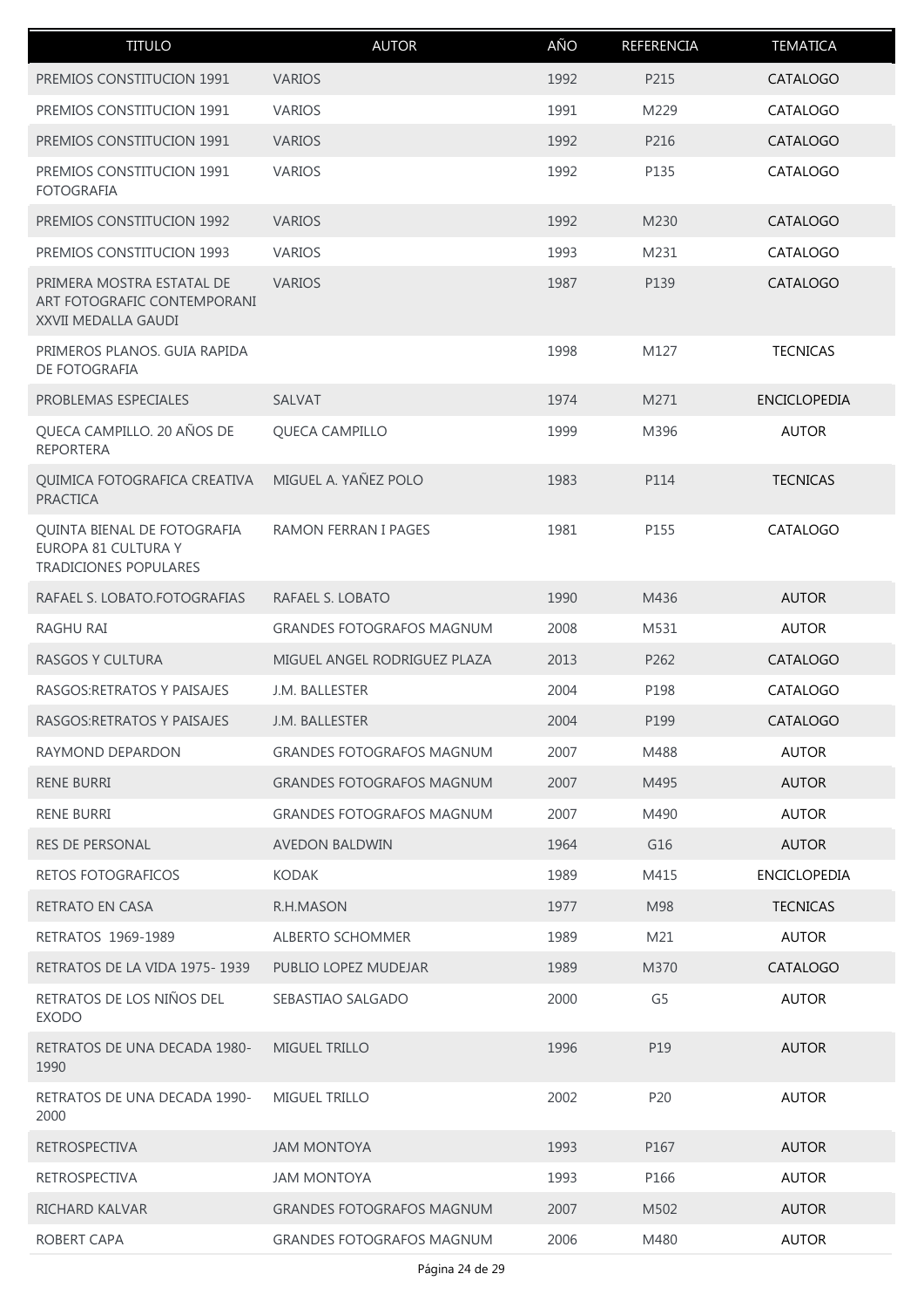| TITULO | AUTOR | AÑO | REFERENCIA | TEMATICA |
|---|---|---|---|---|
| PREMIOS CONSTITUCION 1991 | VARIOS | 1992 | P215 | CATALOGO |
| PREMIOS CONSTITUCION 1991 | VARIOS | 1991 | M229 | CATALOGO |
| PREMIOS CONSTITUCION 1991 | VARIOS | 1992 | P216 | CATALOGO |
| PREMIOS CONSTITUCION 1991 FOTOGRAFIA | VARIOS | 1992 | P135 | CATALOGO |
| PREMIOS CONSTITUCION 1992 | VARIOS | 1992 | M230 | CATALOGO |
| PREMIOS CONSTITUCION 1993 | VARIOS | 1993 | M231 | CATALOGO |
| PRIMERA MOSTRA ESTATAL DE ART FOTOGRAFIC CONTEMPORANI XXVII MEDALLA GAUDI | VARIOS | 1987 | P139 | CATALOGO |
| PRIMEROS PLANOS. GUIA RAPIDA DE FOTOGRAFIA | | 1998 | M127 | TECNICAS |
| PROBLEMAS ESPECIALES | SALVAT | 1974 | M271 | ENCICLOPEDIA |
| QUECA CAMPILLO. 20 AÑOS DE REPORTERA | QUECA CAMPILLO | 1999 | M396 | AUTOR |
| QUIMICA FOTOGRAFICA CREATIVA PRACTICA | MIGUEL A. YAÑEZ POLO | 1983 | P114 | TECNICAS |
| QUINTA BIENAL DE FOTOGRAFIA EUROPA 81 CULTURA Y TRADICIONES POPULARES | RAMON FERRAN I PAGES | 1981 | P155 | CATALOGO |
| RAFAEL S. LOBATO.FOTOGRAFIAS | RAFAEL S. LOBATO | 1990 | M436 | AUTOR |
| RAGHU RAI | GRANDES FOTOGRAFOS MAGNUM | 2008 | M531 | AUTOR |
| RASGOS Y CULTURA | MIGUEL ANGEL RODRIGUEZ PLAZA | 2013 | P262 | CATALOGO |
| RASGOS:RETRATOS Y PAISAJES | J.M. BALLESTER | 2004 | P198 | CATALOGO |
| RASGOS:RETRATOS Y PAISAJES | J.M. BALLESTER | 2004 | P199 | CATALOGO |
| RAYMOND DEPARDON | GRANDES FOTOGRAFOS MAGNUM | 2007 | M488 | AUTOR |
| RENE BURRI | GRANDES FOTOGRAFOS MAGNUM | 2007 | M495 | AUTOR |
| RENE BURRI | GRANDES FOTOGRAFOS MAGNUM | 2007 | M490 | AUTOR |
| RES DE PERSONAL | AVEDON BALDWIN | 1964 | G16 | AUTOR |
| RETOS FOTOGRAFICOS | KODAK | 1989 | M415 | ENCICLOPEDIA |
| RETRATO EN CASA | R.H.MASON | 1977 | M98 | TECNICAS |
| RETRATOS 1969-1989 | ALBERTO SCHOMMER | 1989 | M21 | AUTOR |
| RETRATOS DE LA VIDA 1975- 1939 | PUBLIO LOPEZ MUDEJAR | 1989 | M370 | CATALOGO |
| RETRATOS DE LOS NIÑOS DEL EXODO | SEBASTIAO SALGADO | 2000 | G5 | AUTOR |
| RETRATOS DE UNA DECADA 1980-1990 | MIGUEL TRILLO | 1996 | P19 | AUTOR |
| RETRATOS DE UNA DECADA 1990-2000 | MIGUEL TRILLO | 2002 | P20 | AUTOR |
| RETROSPECTIVA | JAM MONTOYA | 1993 | P167 | AUTOR |
| RETROSPECTIVA | JAM MONTOYA | 1993 | P166 | AUTOR |
| RICHARD KALVAR | GRANDES FOTOGRAFOS MAGNUM | 2007 | M502 | AUTOR |
| ROBERT CAPA | GRANDES FOTOGRAFOS MAGNUM | 2006 | M480 | AUTOR |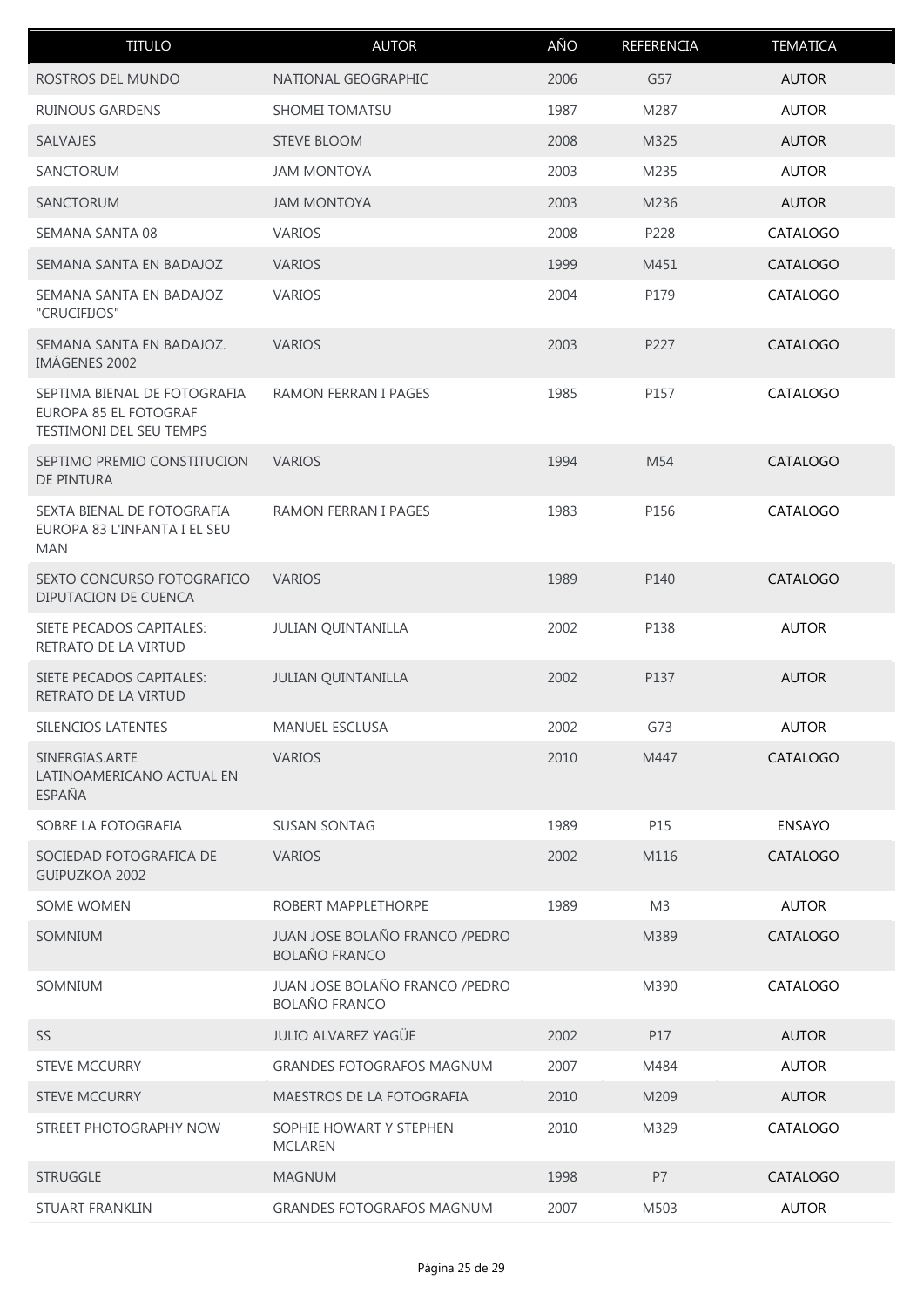| TITULO | AUTOR | AÑO | REFERENCIA | TEMATICA |
|---|---|---|---|---|
| ROSTROS DEL MUNDO | NATIONAL GEOGRAPHIC | 2006 | G57 | AUTOR |
| RUINOUS GARDENS | SHOMEI TOMATSU | 1987 | M287 | AUTOR |
| SALVAJES | STEVE BLOOM | 2008 | M325 | AUTOR |
| SANCTORUM | JAM MONTOYA | 2003 | M235 | AUTOR |
| SANCTORUM | JAM MONTOYA | 2003 | M236 | AUTOR |
| SEMANA SANTA 08 | VARIOS | 2008 | P228 | CATALOGO |
| SEMANA SANTA EN BADAJOZ | VARIOS | 1999 | M451 | CATALOGO |
| SEMANA SANTA EN BADAJOZ "CRUCIFIJOS" | VARIOS | 2004 | P179 | CATALOGO |
| SEMANA SANTA EN BADAJOZ. IMÁGENES 2002 | VARIOS | 2003 | P227 | CATALOGO |
| SEPTIMA BIENAL DE FOTOGRAFIA EUROPA 85 EL FOTOGRAF TESTIMONI DEL SEU TEMPS | RAMON FERRAN I PAGES | 1985 | P157 | CATALOGO |
| SEPTIMO PREMIO CONSTITUCION DE PINTURA | VARIOS | 1994 | M54 | CATALOGO |
| SEXTA BIENAL DE FOTOGRAFIA EUROPA 83 L'INFANTA I EL SEU MAN | RAMON FERRAN I PAGES | 1983 | P156 | CATALOGO |
| SEXTO CONCURSO FOTOGRAFICO DIPUTACION DE CUENCA | VARIOS | 1989 | P140 | CATALOGO |
| SIETE PECADOS CAPITALES: RETRATO DE LA VIRTUD | JULIAN QUINTANILLA | 2002 | P138 | AUTOR |
| SIETE PECADOS CAPITALES: RETRATO DE LA VIRTUD | JULIAN QUINTANILLA | 2002 | P137 | AUTOR |
| SILENCIOS LATENTES | MANUEL ESCLUSA | 2002 | G73 | AUTOR |
| SINERGIAS.ARTE LATINOAMERICANO ACTUAL EN ESPAÑA | VARIOS | 2010 | M447 | CATALOGO |
| SOBRE LA FOTOGRAFIA | SUSAN SONTAG | 1989 | P15 | ENSAYO |
| SOCIEDAD FOTOGRAFICA DE GUIPUZKOA 2002 | VARIOS | 2002 | M116 | CATALOGO |
| SOME WOMEN | ROBERT MAPPLETHORPE | 1989 | M3 | AUTOR |
| SOMNIUM | JUAN JOSE BOLAÑO FRANCO /PEDRO BOLAÑO FRANCO | | M389 | CATALOGO |
| SOMNIUM | JUAN JOSE BOLAÑO FRANCO /PEDRO BOLAÑO FRANCO | | M390 | CATALOGO |
| SS | JULIO ALVAREZ YAGÜE | 2002 | P17 | AUTOR |
| STEVE MCCURRY | GRANDES FOTOGRAFOS MAGNUM | 2007 | M484 | AUTOR |
| STEVE MCCURRY | MAESTROS DE LA FOTOGRAFIA | 2010 | M209 | AUTOR |
| STREET PHOTOGRAPHY NOW | SOPHIE HOWART Y STEPHEN MCLAREN | 2010 | M329 | CATALOGO |
| STRUGGLE | MAGNUM | 1998 | P7 | CATALOGO |
| STUART FRANKLIN | GRANDES FOTOGRAFOS MAGNUM | 2007 | M503 | AUTOR |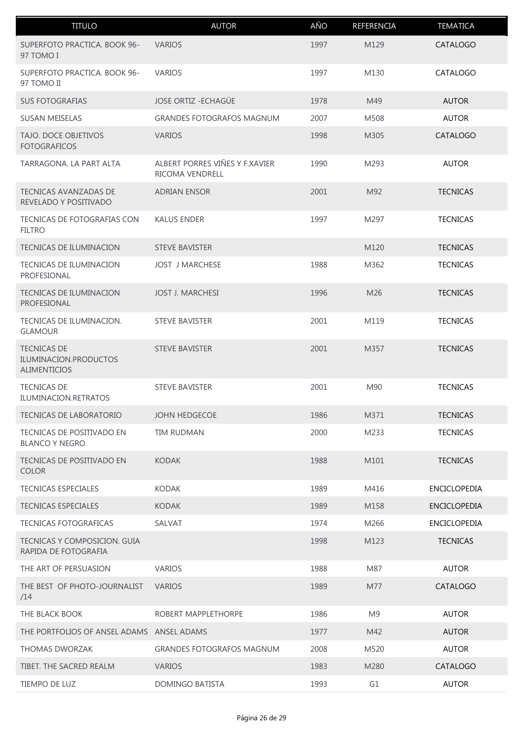| TITULO | AUTOR | AÑO | REFERENCIA | TEMATICA |
| --- | --- | --- | --- | --- |
| SUPERFOTO PRACTICA. BOOK 96-97 TOMO I | VARIOS | 1997 | M129 | CATALOGO |
| SUPERFOTO PRACTICA. BOOK 96-97 TOMO II | VARIOS | 1997 | M130 | CATALOGO |
| SUS FOTOGRAFIAS | JOSE ORTIZ -ECHAGÜE | 1978 | M49 | AUTOR |
| SUSAN MEISELAS | GRANDES FOTOGRAFOS MAGNUM | 2007 | M508 | AUTOR |
| TAJO. DOCE OBJETIVOS FOTOGRAFICOS | VARIOS | 1998 | M305 | CATALOGO |
| TARRAGONA. LA PART ALTA | ALBERT PORRES VIÑES Y F.XAVIER RICOMA VENDRELL | 1990 | M293 | AUTOR |
| TECNICAS AVANZADAS DE REVELADO Y POSITIVADO | ADRIAN ENSOR | 2001 | M92 | TECNICAS |
| TECNICAS DE FOTOGRAFIAS CON FILTRO | KALUS ENDER | 1997 | M297 | TECNICAS |
| TECNICAS DE ILUMINACION | STEVE BAVISTER | | M120 | TECNICAS |
| TECNICAS DE ILUMINACION PROFESIONAL | JOST J MARCHESE | 1988 | M362 | TECNICAS |
| TECNICAS DE ILUMINACION PROFESIONAL | JOST J. MARCHESI | 1996 | M26 | TECNICAS |
| TECNICAS DE ILUMINACION. GLAMOUR | STEVE BAVISTER | 2001 | M119 | TECNICAS |
| TECNICAS DE ILUMINACION.PRODUCTOS ALIMENTICIOS | STEVE BAVISTER | 2001 | M357 | TECNICAS |
| TECNICAS DE ILUMINACION.RETRATOS | STEVE BAVISTER | 2001 | M90 | TECNICAS |
| TECNICAS DE LABORATORIO | JOHN HEDGECOE | 1986 | M371 | TECNICAS |
| TECNICAS DE POSITIVADO EN BLANCO Y NEGRO | TIM RUDMAN | 2000 | M233 | TECNICAS |
| TECNICAS DE POSITIVADO EN COLOR | KODAK | 1988 | M101 | TECNICAS |
| TECNICAS ESPECIALES | KODAK | 1989 | M416 | ENCICLOPEDIA |
| TECNICAS ESPECIALES | KODAK | 1989 | M158 | ENCICLOPEDIA |
| TECNICAS FOTOGRAFICAS | SALVAT | 1974 | M266 | ENCICLOPEDIA |
| TECNICAS Y COMPOSICION. GUIA RAPIDA DE FOTOGRAFIA | | 1998 | M123 | TECNICAS |
| THE ART OF PERSUASION | VARIOS | 1988 | M87 | AUTOR |
| THE BEST OF PHOTO-JOURNALIST /14 | VARIOS | 1989 | M77 | CATALOGO |
| THE BLACK BOOK | ROBERT MAPPLETHORPE | 1986 | M9 | AUTOR |
| THE PORTFOLIOS OF ANSEL ADAMS | ANSEL ADAMS | 1977 | M42 | AUTOR |
| THOMAS DWORZAK | GRANDES FOTOGRAFOS MAGNUM | 2008 | M520 | AUTOR |
| TIBET. THE SACRED REALM | VARIOS | 1983 | M280 | CATALOGO |
| TIEMPO DE LUZ | DOMINGO BATISTA | 1993 | G1 | AUTOR |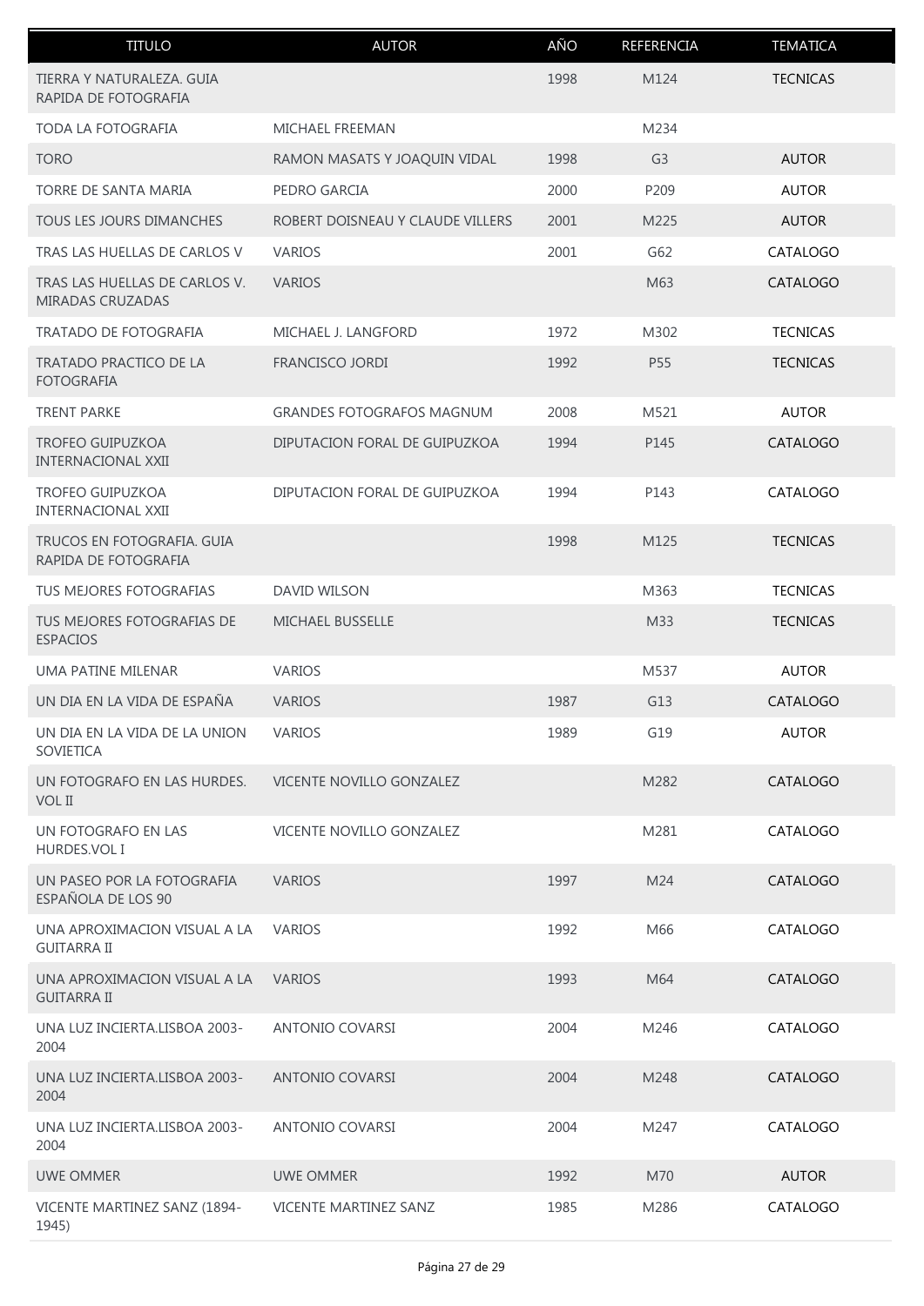| TITULO | AUTOR | AÑO | REFERENCIA | TEMATICA |
|---|---|---|---|---|
| TIERRA Y NATURALEZA. GUIA RAPIDA DE FOTOGRAFIA | | 1998 | M124 | TECNICAS |
| TODA LA FOTOGRAFIA | MICHAEL FREEMAN | | M234 | |
| TORO | RAMON MASATS Y JOAQUIN VIDAL | 1998 | G3 | AUTOR |
| TORRE DE SANTA MARIA | PEDRO GARCIA | 2000 | P209 | AUTOR |
| TOUS LES JOURS DIMANCHES | ROBERT DOISNEAU Y CLAUDE VILLERS | 2001 | M225 | AUTOR |
| TRAS LAS HUELLAS DE CARLOS V | VARIOS | 2001 | G62 | CATALOGO |
| TRAS LAS HUELLAS DE CARLOS V. MIRADAS CRUZADAS | VARIOS | | M63 | CATALOGO |
| TRATADO DE FOTOGRAFIA | MICHAEL J. LANGFORD | 1972 | M302 | TECNICAS |
| TRATADO PRACTICO DE LA FOTOGRAFIA | FRANCISCO JORDI | 1992 | P55 | TECNICAS |
| TRENT PARKE | GRANDES FOTOGRAFOS MAGNUM | 2008 | M521 | AUTOR |
| TROFEO GUIPUZKOA INTERNACIONAL XXII | DIPUTACION FORAL DE GUIPUZKOA | 1994 | P145 | CATALOGO |
| TROFEO GUIPUZKOA INTERNACIONAL XXII | DIPUTACION FORAL DE GUIPUZKOA | 1994 | P143 | CATALOGO |
| TRUCOS EN FOTOGRAFIA. GUIA RAPIDA DE FOTOGRAFIA | | 1998 | M125 | TECNICAS |
| TUS MEJORES FOTOGRAFIAS | DAVID WILSON | | M363 | TECNICAS |
| TUS MEJORES FOTOGRAFIAS DE ESPACIOS | MICHAEL BUSSELLE | | M33 | TECNICAS |
| UMA PATINE MILENAR | VARIOS | | M537 | AUTOR |
| UN DIA EN LA VIDA DE ESPAÑA | VARIOS | 1987 | G13 | CATALOGO |
| UN DIA EN LA VIDA DE LA UNION SOVIETICA | VARIOS | 1989 | G19 | AUTOR |
| UN FOTOGRAFO EN LAS HURDES. VOL II | VICENTE NOVILLO GONZALEZ | | M282 | CATALOGO |
| UN FOTOGRAFO EN LAS HURDES.VOL I | VICENTE NOVILLO GONZALEZ | | M281 | CATALOGO |
| UN PASEO POR LA FOTOGRAFIA ESPAÑOLA DE LOS 90 | VARIOS | 1997 | M24 | CATALOGO |
| UNA APROXIMACION VISUAL A LA GUITARRA II | VARIOS | 1992 | M66 | CATALOGO |
| UNA APROXIMACION VISUAL A LA GUITARRA II | VARIOS | 1993 | M64 | CATALOGO |
| UNA LUZ INCIERTA.LISBOA 2003-2004 | ANTONIO COVARSI | 2004 | M246 | CATALOGO |
| UNA LUZ INCIERTA.LISBOA 2003-2004 | ANTONIO COVARSI | 2004 | M248 | CATALOGO |
| UNA LUZ INCIERTA.LISBOA 2003-2004 | ANTONIO COVARSI | 2004 | M247 | CATALOGO |
| UWE OMMER | UWE OMMER | 1992 | M70 | AUTOR |
| VICENTE MARTINEZ SANZ (1894-1945) | VICENTE MARTINEZ SANZ | 1985 | M286 | CATALOGO |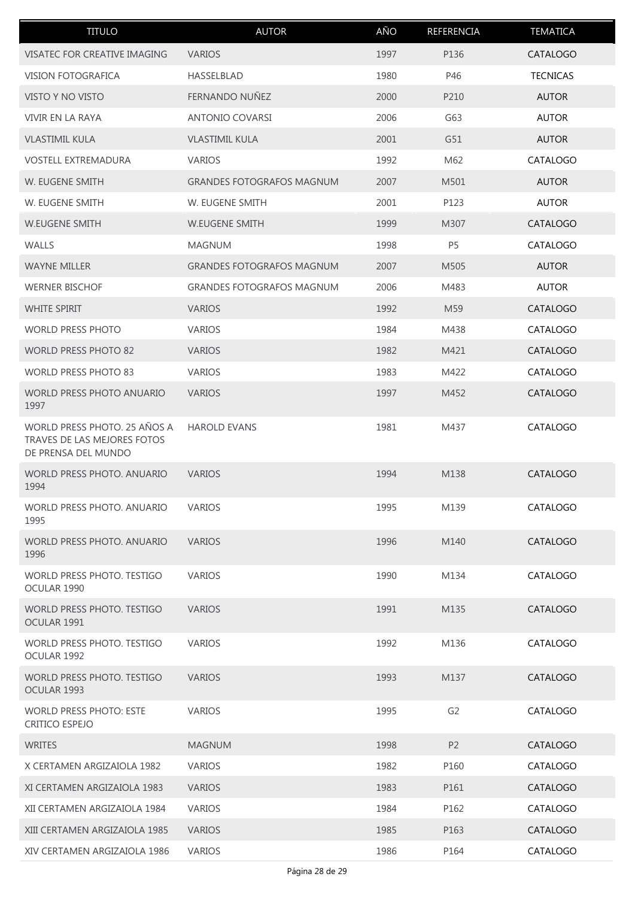| TITULO | AUTOR | AÑO | REFERENCIA | TEMATICA |
|---|---|---|---|---|
| VISATEC FOR CREATIVE IMAGING | VARIOS | 1997 | P136 | CATALOGO |
| VISION FOTOGRAFICA | HASSELBLAD | 1980 | P46 | TECNICAS |
| VISTO Y NO VISTO | FERNANDO NUÑEZ | 2000 | P210 | AUTOR |
| VIVIR EN LA RAYA | ANTONIO COVARSI | 2006 | G63 | AUTOR |
| VLASTIMIL KULA | VLASTIMIL KULA | 2001 | G51 | AUTOR |
| VOSTELL EXTREMADURA | VARIOS | 1992 | M62 | CATALOGO |
| W. EUGENE SMITH | GRANDES FOTOGRAFOS MAGNUM | 2007 | M501 | AUTOR |
| W. EUGENE SMITH | W. EUGENE SMITH | 2001 | P123 | AUTOR |
| W.EUGENE SMITH | W.EUGENE SMITH | 1999 | M307 | CATALOGO |
| WALLS | MAGNUM | 1998 | P5 | CATALOGO |
| WAYNE MILLER | GRANDES FOTOGRAFOS MAGNUM | 2007 | M505 | AUTOR |
| WERNER BISCHOF | GRANDES FOTOGRAFOS MAGNUM | 2006 | M483 | AUTOR |
| WHITE SPIRIT | VARIOS | 1992 | M59 | CATALOGO |
| WORLD PRESS PHOTO | VARIOS | 1984 | M438 | CATALOGO |
| WORLD PRESS PHOTO 82 | VARIOS | 1982 | M421 | CATALOGO |
| WORLD PRESS PHOTO 83 | VARIOS | 1983 | M422 | CATALOGO |
| WORLD PRESS PHOTO ANUARIO 1997 | VARIOS | 1997 | M452 | CATALOGO |
| WORLD PRESS PHOTO. 25 AÑOS A TRAVES DE LAS MEJORES FOTOS DE PRENSA DEL MUNDO | HAROLD EVANS | 1981 | M437 | CATALOGO |
| WORLD PRESS PHOTO. ANUARIO 1994 | VARIOS | 1994 | M138 | CATALOGO |
| WORLD PRESS PHOTO. ANUARIO 1995 | VARIOS | 1995 | M139 | CATALOGO |
| WORLD PRESS PHOTO. ANUARIO 1996 | VARIOS | 1996 | M140 | CATALOGO |
| WORLD PRESS PHOTO. TESTIGO OCULAR 1990 | VARIOS | 1990 | M134 | CATALOGO |
| WORLD PRESS PHOTO. TESTIGO OCULAR 1991 | VARIOS | 1991 | M135 | CATALOGO |
| WORLD PRESS PHOTO. TESTIGO OCULAR 1992 | VARIOS | 1992 | M136 | CATALOGO |
| WORLD PRESS PHOTO. TESTIGO OCULAR 1993 | VARIOS | 1993 | M137 | CATALOGO |
| WORLD PRESS PHOTO: ESTE CRITICO ESPEJO | VARIOS | 1995 | G2 | CATALOGO |
| WRITES | MAGNUM | 1998 | P2 | CATALOGO |
| X CERTAMEN ARGIZAIOLA 1982 | VARIOS | 1982 | P160 | CATALOGO |
| XI CERTAMEN ARGIZAIOLA 1983 | VARIOS | 1983 | P161 | CATALOGO |
| XII CERTAMEN ARGIZAIOLA 1984 | VARIOS | 1984 | P162 | CATALOGO |
| XIII CERTAMEN ARGIZAIOLA 1985 | VARIOS | 1985 | P163 | CATALOGO |
| XIV CERTAMEN ARGIZAIOLA 1986 | VARIOS | 1986 | P164 | CATALOGO |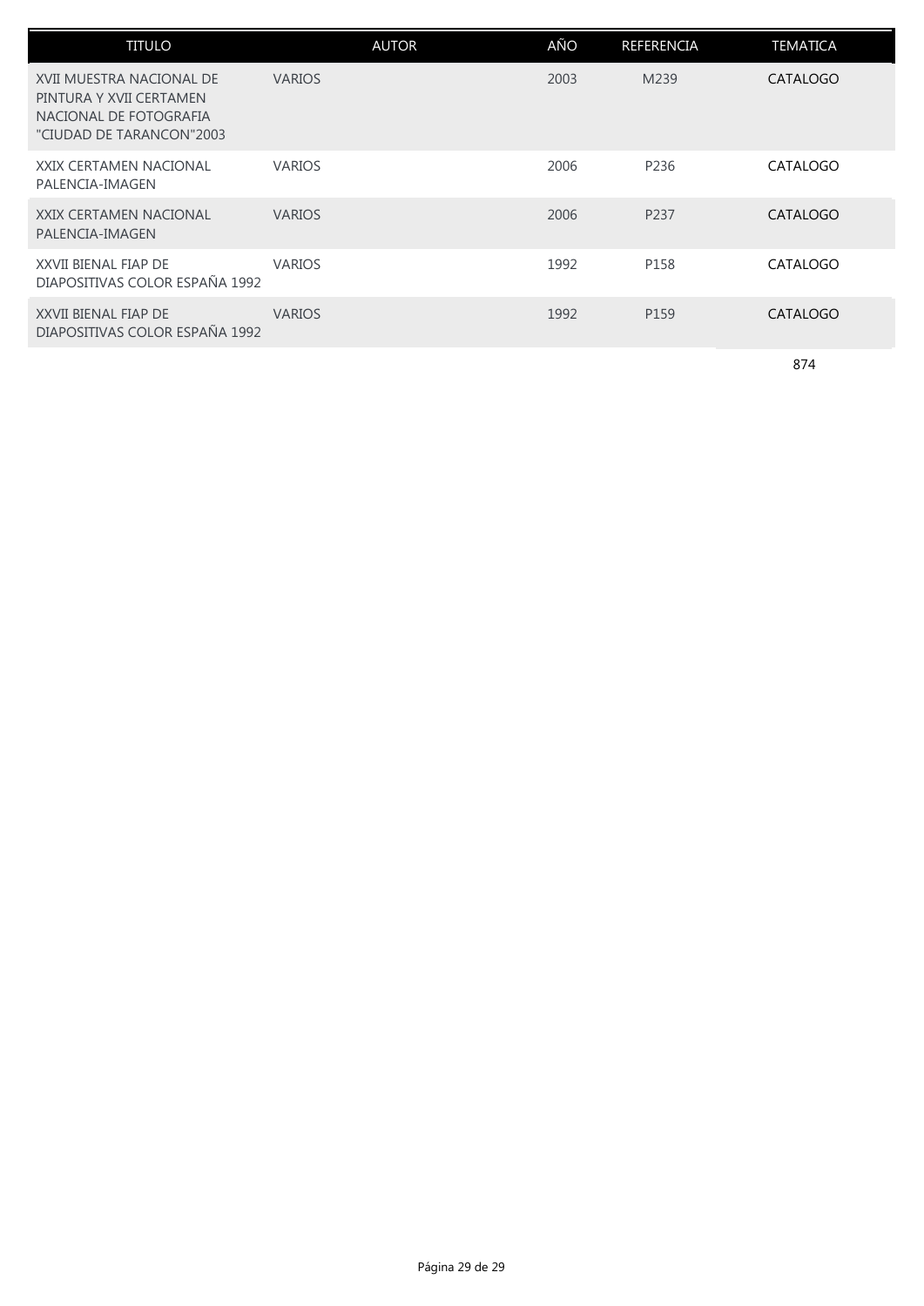| TITULO | AUTOR | AÑO | REFERENCIA | TEMATICA |
|---|---|---|---|---|
| XVII MUESTRA NACIONAL DE PINTURA Y XVII CERTAMEN NACIONAL DE FOTOGRAFIA "CIUDAD DE TARANCON"2003 | VARIOS | 2003 | M239 | CATALOGO |
| XXIX CERTAMEN NACIONAL PALENCIA-IMAGEN | VARIOS | 2006 | P236 | CATALOGO |
| XXIX CERTAMEN NACIONAL PALENCIA-IMAGEN | VARIOS | 2006 | P237 | CATALOGO |
| XXVII BIENAL FIAP DE DIAPOSITIVAS COLOR ESPAÑA 1992 | VARIOS | 1992 | P158 | CATALOGO |
| XXVII BIENAL FIAP DE DIAPOSITIVAS COLOR ESPAÑA 1992 | VARIOS | 1992 | P159 | CATALOGO |
| | | | | 874 |